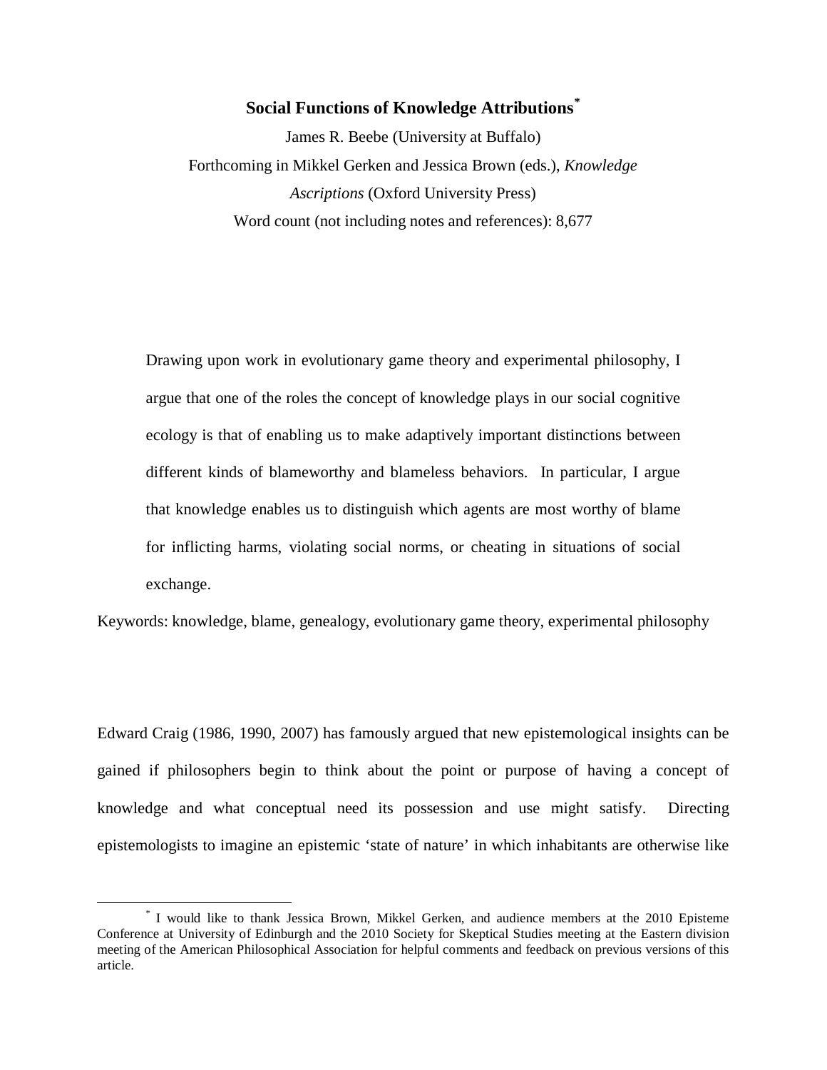# Social Functions of Knowledge Attributions[*]

James R. Beebe (University at Buffalo)

Forthcoming in Mikkel Gerken and Jessica Brown (eds.), *Knowledge Ascriptions* (Oxford University Press)

Word count (not including notes and references): 8,677

> Drawing upon work in evolutionary game theory and experimental philosophy, I argue that one of the roles the concept of knowledge plays in our social cognitive ecology is that of enabling us to make adaptively important distinctions between different kinds of blameworthy and blameless behaviors. In particular, I argue that knowledge enables us to distinguish which agents are most worthy of blame for inflicting harms, violating social norms, or cheating in situations of social exchange.

Keywords: knowledge, blame, genealogy, evolutionary game theory, experimental philosophy

Edward Craig (1986, 1990, 2007) has famously argued that new epistemological insights can be gained if philosophers begin to think about the point or purpose of having a concept of knowledge and what conceptual need its possession and use might satisfy. Directing epistemologists to imagine an epistemic 'state of nature' in which inhabitants are otherwise like

---

[*] I would like to thank Jessica Brown, Mikkel Gerken, and audience members at the 2010 Episteme Conference at University of Edinburgh and the 2010 Society for Skeptical Studies meeting at the Eastern division meeting of the American Philosophical Association for helpful comments and feedback on previous versions of this article.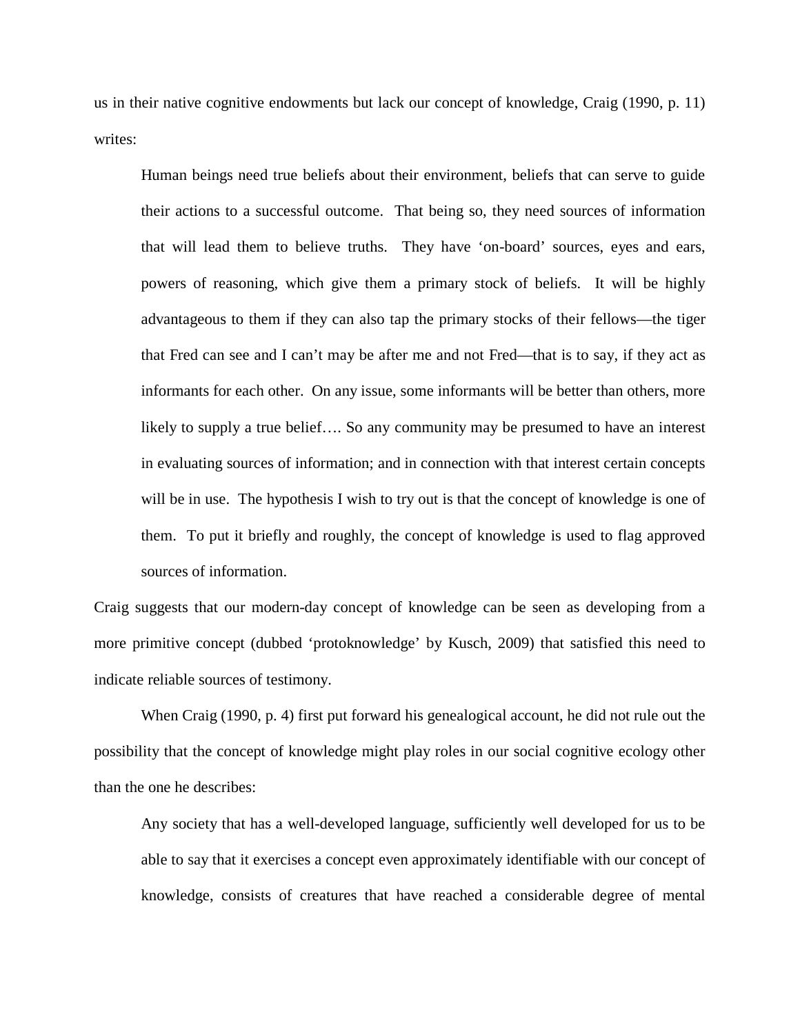us in their native cognitive endowments but lack our concept of knowledge, Craig (1990, p. 11) writes:

> Human beings need true beliefs about their environment, beliefs that can serve to guide their actions to a successful outcome. That being so, they need sources of information that will lead them to believe truths. They have 'on-board' sources, eyes and ears, powers of reasoning, which give them a primary stock of beliefs. It will be highly advantageous to them if they can also tap the primary stocks of their fellows—the tiger that Fred can see and I can't may be after me and not Fred—that is to say, if they act as informants for each other. On any issue, some informants will be better than others, more likely to supply a true belief…. So any community may be presumed to have an interest in evaluating sources of information; and in connection with that interest certain concepts will be in use. The hypothesis I wish to try out is that the concept of knowledge is one of them. To put it briefly and roughly, the concept of knowledge is used to flag approved sources of information.

Craig suggests that our modern-day concept of knowledge can be seen as developing from a more primitive concept (dubbed 'protoknowledge' by Kusch, 2009) that satisfied this need to indicate reliable sources of testimony.

When Craig (1990, p. 4) first put forward his genealogical account, he did not rule out the possibility that the concept of knowledge might play roles in our social cognitive ecology other than the one he describes:

> Any society that has a well-developed language, sufficiently well developed for us to be able to say that it exercises a concept even approximately identifiable with our concept of knowledge, consists of creatures that have reached a considerable degree of mental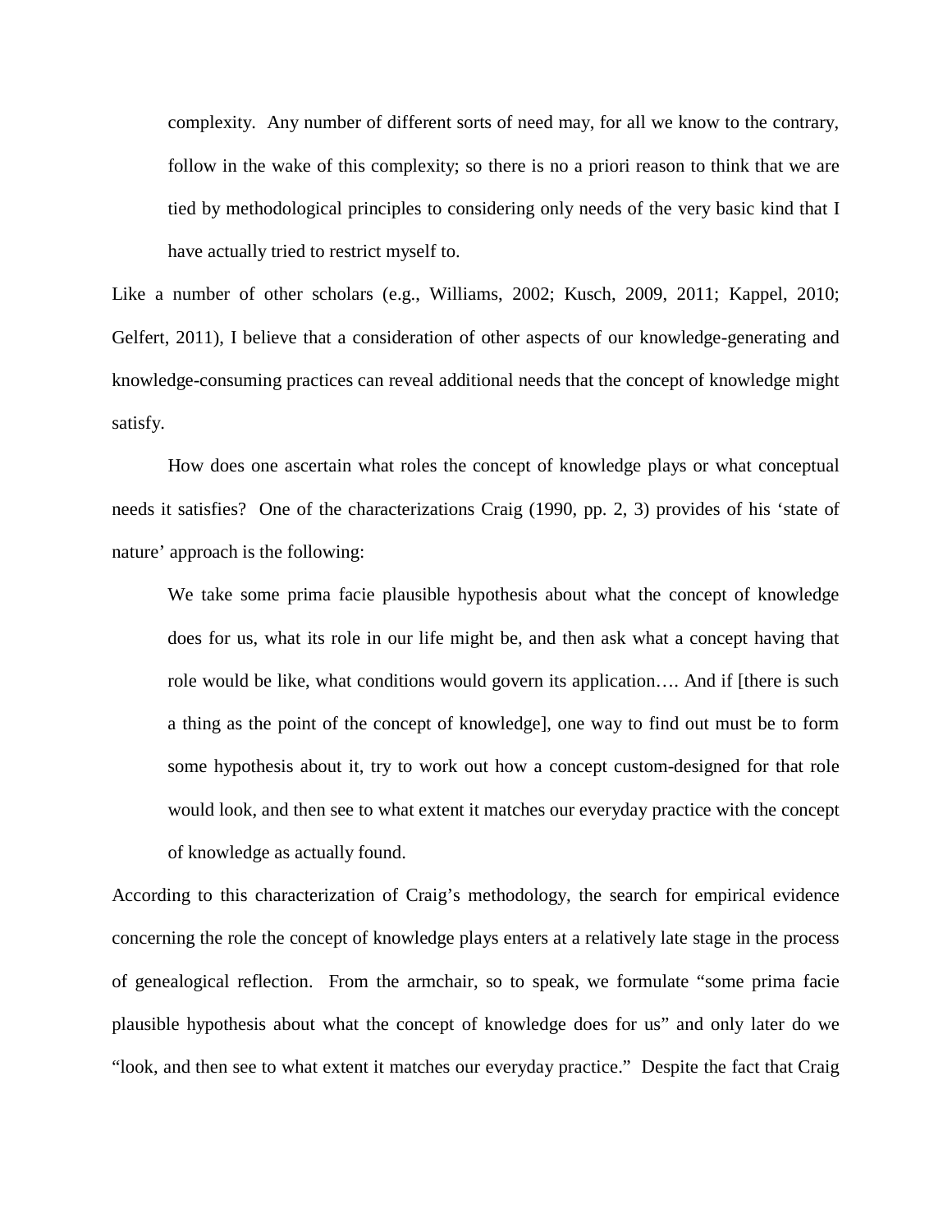> complexity. Any number of different sorts of need may, for all we know to the contrary, follow in the wake of this complexity; so there is no a priori reason to think that we are tied by methodological principles to considering only needs of the very basic kind that I have actually tried to restrict myself to.

Like a number of other scholars (e.g., Williams, 2002; Kusch, 2009, 2011; Kappel, 2010; Gelfert, 2011), I believe that a consideration of other aspects of our knowledge-generating and knowledge-consuming practices can reveal additional needs that the concept of knowledge might satisfy.

How does one ascertain what roles the concept of knowledge plays or what conceptual needs it satisfies? One of the characterizations Craig (1990, pp. 2, 3) provides of his 'state of nature' approach is the following:

> We take some prima facie plausible hypothesis about what the concept of knowledge does for us, what its role in our life might be, and then ask what a concept having that role would be like, what conditions would govern its application…. And if [there is such a thing as the point of the concept of knowledge], one way to find out must be to form some hypothesis about it, try to work out how a concept custom-designed for that role would look, and then see to what extent it matches our everyday practice with the concept of knowledge as actually found.

According to this characterization of Craig's methodology, the search for empirical evidence concerning the role the concept of knowledge plays enters at a relatively late stage in the process of genealogical reflection. From the armchair, so to speak, we formulate "some prima facie plausible hypothesis about what the concept of knowledge does for us" and only later do we "look, and then see to what extent it matches our everyday practice." Despite the fact that Craig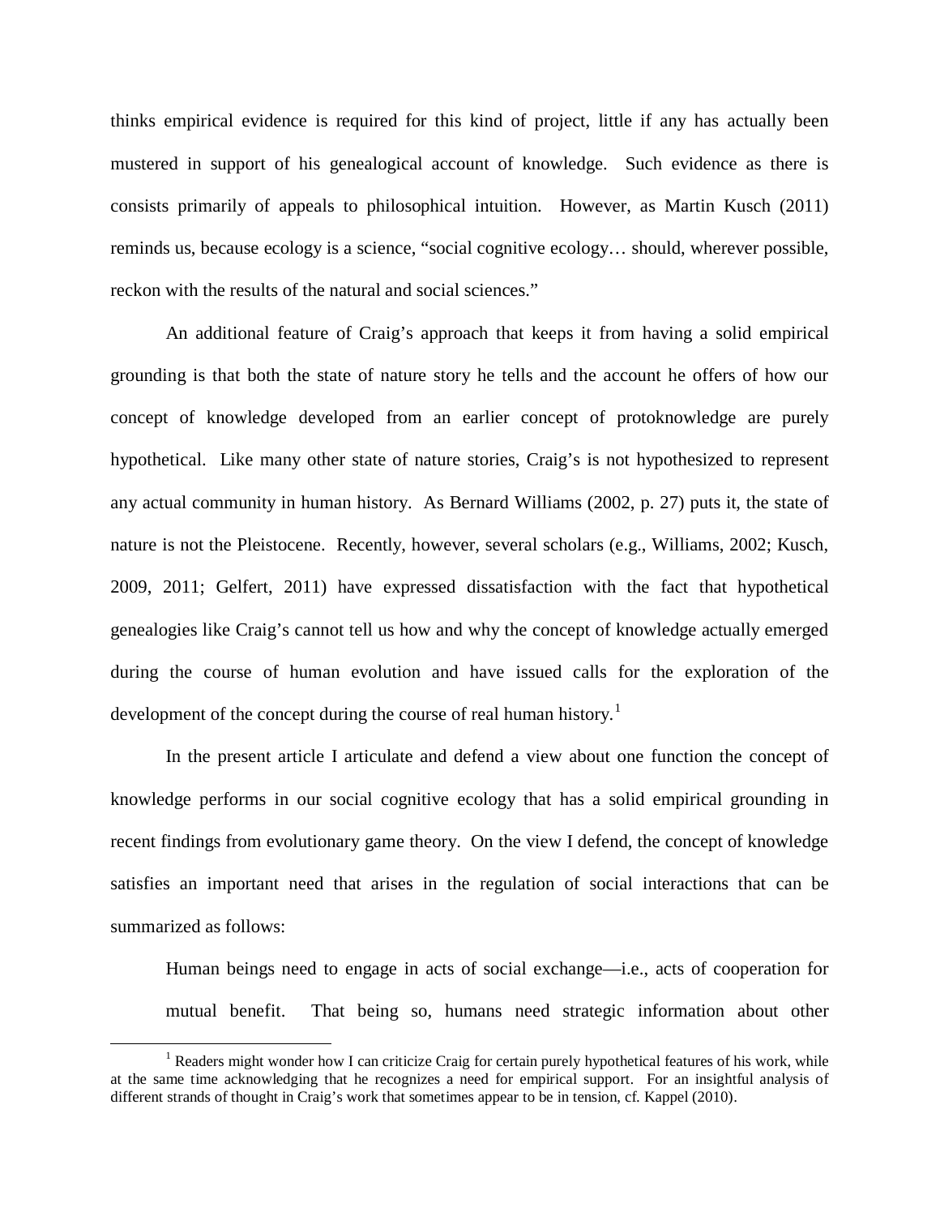thinks empirical evidence is required for this kind of project, little if any has actually been mustered in support of his genealogical account of knowledge. Such evidence as there is consists primarily of appeals to philosophical intuition. However, as Martin Kusch (2011) reminds us, because ecology is a science, "social cognitive ecology… should, wherever possible, reckon with the results of the natural and social sciences."

An additional feature of Craig's approach that keeps it from having a solid empirical grounding is that both the state of nature story he tells and the account he offers of how our concept of knowledge developed from an earlier concept of protoknowledge are purely hypothetical. Like many other state of nature stories, Craig's is not hypothesized to represent any actual community in human history. As Bernard Williams (2002, p. 27) puts it, the state of nature is not the Pleistocene. Recently, however, several scholars (e.g., Williams, 2002; Kusch, 2009, 2011; Gelfert, 2011) have expressed dissatisfaction with the fact that hypothetical genealogies like Craig's cannot tell us how and why the concept of knowledge actually emerged during the course of human evolution and have issued calls for the exploration of the development of the concept during the course of real human history.[1]

In the present article I articulate and defend a view about one function the concept of knowledge performs in our social cognitive ecology that has a solid empirical grounding in recent findings from evolutionary game theory. On the view I defend, the concept of knowledge satisfies an important need that arises in the regulation of social interactions that can be summarized as follows:

> Human beings need to engage in acts of social exchange—i.e., acts of cooperation for mutual benefit. That being so, humans need strategic information about other

[1] Readers might wonder how I can criticize Craig for certain purely hypothetical features of his work, while at the same time acknowledging that he recognizes a need for empirical support. For an insightful analysis of different strands of thought in Craig's work that sometimes appear to be in tension, cf. Kappel (2010).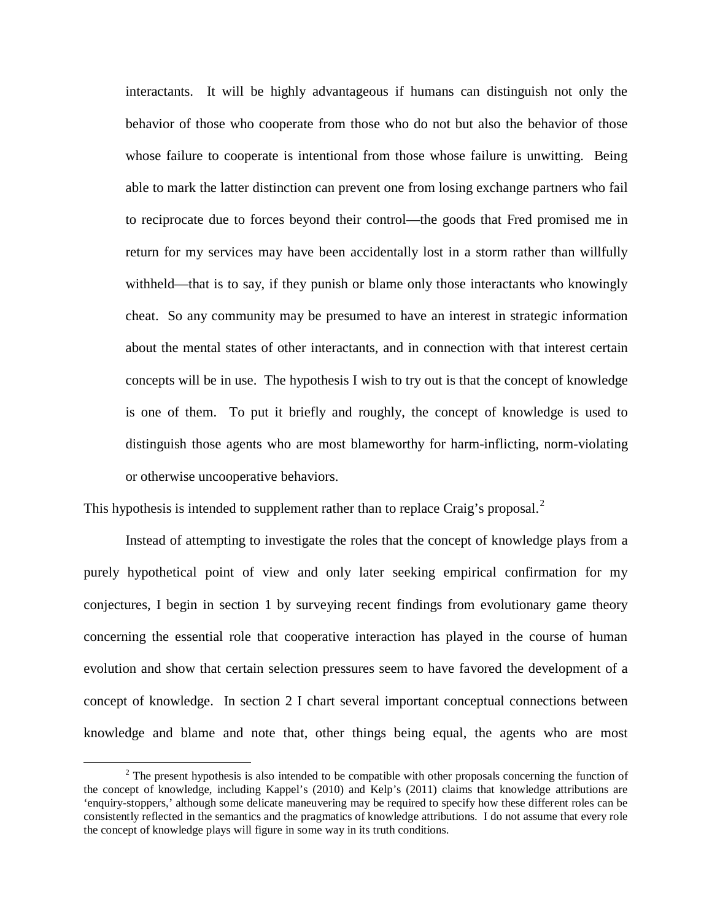> interactants. It will be highly advantageous if humans can distinguish not only the behavior of those who cooperate from those who do not but also the behavior of those whose failure to cooperate is intentional from those whose failure is unwitting. Being able to mark the latter distinction can prevent one from losing exchange partners who fail to reciprocate due to forces beyond their control—the goods that Fred promised me in return for my services may have been accidentally lost in a storm rather than willfully withheld—that is to say, if they punish or blame only those interactants who knowingly cheat. So any community may be presumed to have an interest in strategic information about the mental states of other interactants, and in connection with that interest certain concepts will be in use. The hypothesis I wish to try out is that the concept of knowledge is one of them. To put it briefly and roughly, the concept of knowledge is used to distinguish those agents who are most blameworthy for harm-inflicting, norm-violating or otherwise uncooperative behaviors.

This hypothesis is intended to supplement rather than to replace Craig's proposal.[2]

Instead of attempting to investigate the roles that the concept of knowledge plays from a purely hypothetical point of view and only later seeking empirical confirmation for my conjectures, I begin in section 1 by surveying recent findings from evolutionary game theory concerning the essential role that cooperative interaction has played in the course of human evolution and show that certain selection pressures seem to have favored the development of a concept of knowledge. In section 2 I chart several important conceptual connections between knowledge and blame and note that, other things being equal, the agents who are most

[2] The present hypothesis is also intended to be compatible with other proposals concerning the function of the concept of knowledge, including Kappel's (2010) and Kelp's (2011) claims that knowledge attributions are 'enquiry-stoppers,' although some delicate maneuvering may be required to specify how these different roles can be consistently reflected in the semantics and the pragmatics of knowledge attributions. I do not assume that every role the concept of knowledge plays will figure in some way in its truth conditions.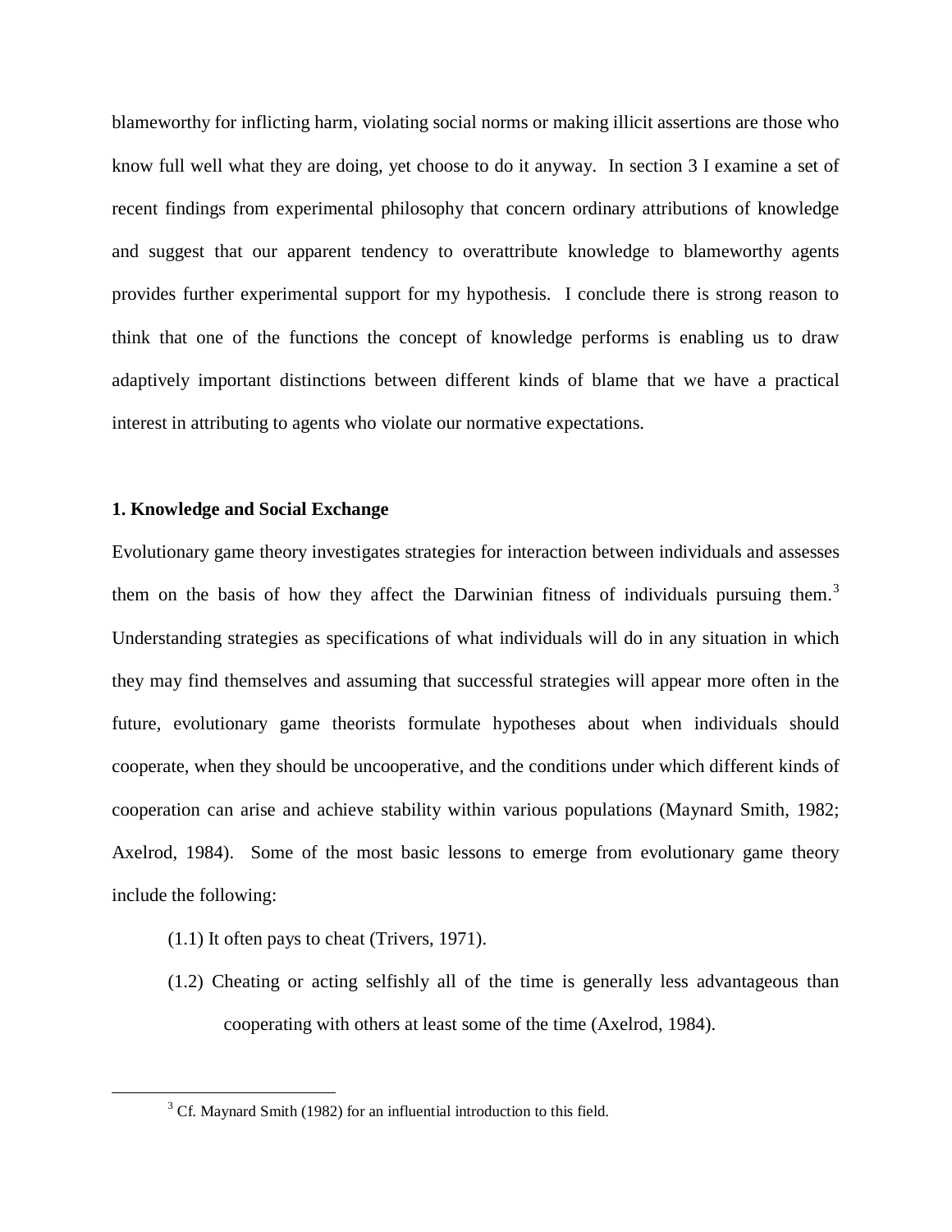blameworthy for inflicting harm, violating social norms or making illicit assertions are those who know full well what they are doing, yet choose to do it anyway. In section 3 I examine a set of recent findings from experimental philosophy that concern ordinary attributions of knowledge and suggest that our apparent tendency to overattribute knowledge to blameworthy agents provides further experimental support for my hypothesis. I conclude there is strong reason to think that one of the functions the concept of knowledge performs is enabling us to draw adaptively important distinctions between different kinds of blame that we have a practical interest in attributing to agents who violate our normative expectations.

## 1. Knowledge and Social Exchange

Evolutionary game theory investigates strategies for interaction between individuals and assesses them on the basis of how they affect the Darwinian fitness of individuals pursuing them.[3] Understanding strategies as specifications of what individuals will do in any situation in which they may find themselves and assuming that successful strategies will appear more often in the future, evolutionary game theorists formulate hypotheses about when individuals should cooperate, when they should be uncooperative, and the conditions under which different kinds of cooperation can arise and achieve stability within various populations (Maynard Smith, 1982; Axelrod, 1984). Some of the most basic lessons to emerge from evolutionary game theory include the following:

(1.1) It often pays to cheat (Trivers, 1971).

(1.2) Cheating or acting selfishly all of the time is generally less advantageous than cooperating with others at least some of the time (Axelrod, 1984).

[3] Cf. Maynard Smith (1982) for an influential introduction to this field.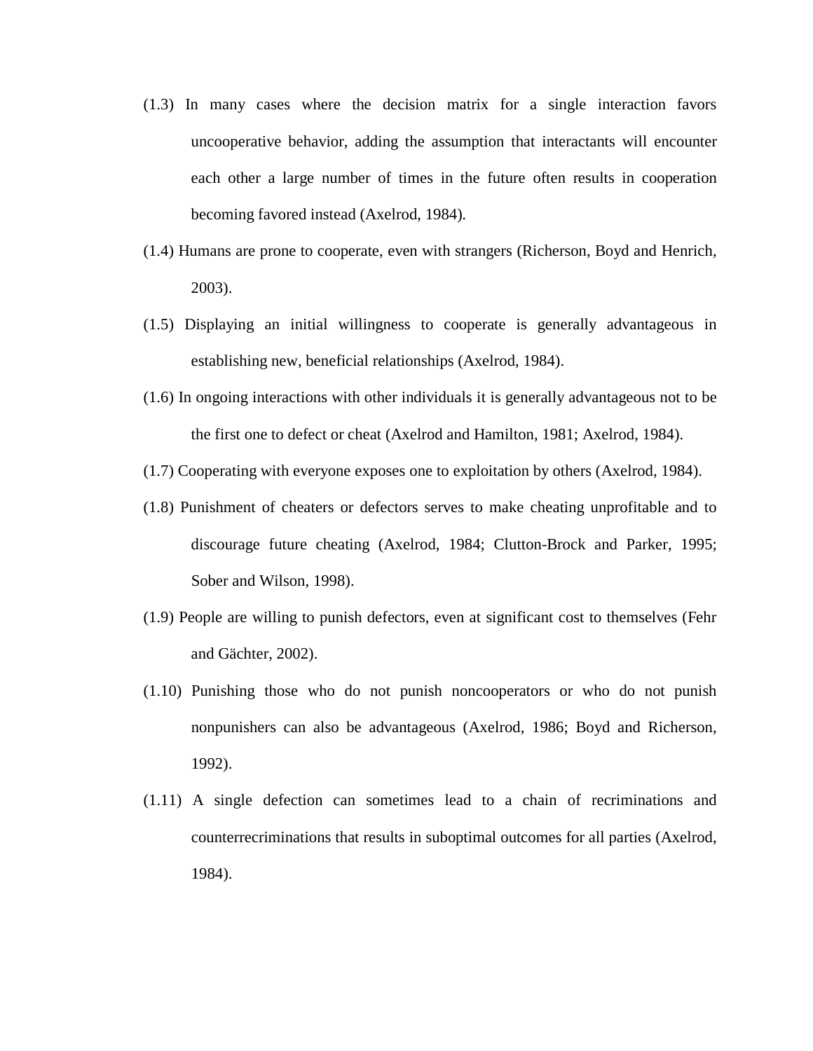(1.3) In many cases where the decision matrix for a single interaction favors uncooperative behavior, adding the assumption that interactants will encounter each other a large number of times in the future often results in cooperation becoming favored instead (Axelrod, 1984).

(1.4) Humans are prone to cooperate, even with strangers (Richerson, Boyd and Henrich, 2003).

(1.5) Displaying an initial willingness to cooperate is generally advantageous in establishing new, beneficial relationships (Axelrod, 1984).

(1.6) In ongoing interactions with other individuals it is generally advantageous not to be the first one to defect or cheat (Axelrod and Hamilton, 1981; Axelrod, 1984).

(1.7) Cooperating with everyone exposes one to exploitation by others (Axelrod, 1984).

(1.8) Punishment of cheaters or defectors serves to make cheating unprofitable and to discourage future cheating (Axelrod, 1984; Clutton-Brock and Parker, 1995; Sober and Wilson, 1998).

(1.9) People are willing to punish defectors, even at significant cost to themselves (Fehr and Gächter, 2002).

(1.10) Punishing those who do not punish noncooperators or who do not punish nonpunishers can also be advantageous (Axelrod, 1986; Boyd and Richerson, 1992).

(1.11) A single defection can sometimes lead to a chain of recriminations and counterrecriminations that results in suboptimal outcomes for all parties (Axelrod, 1984).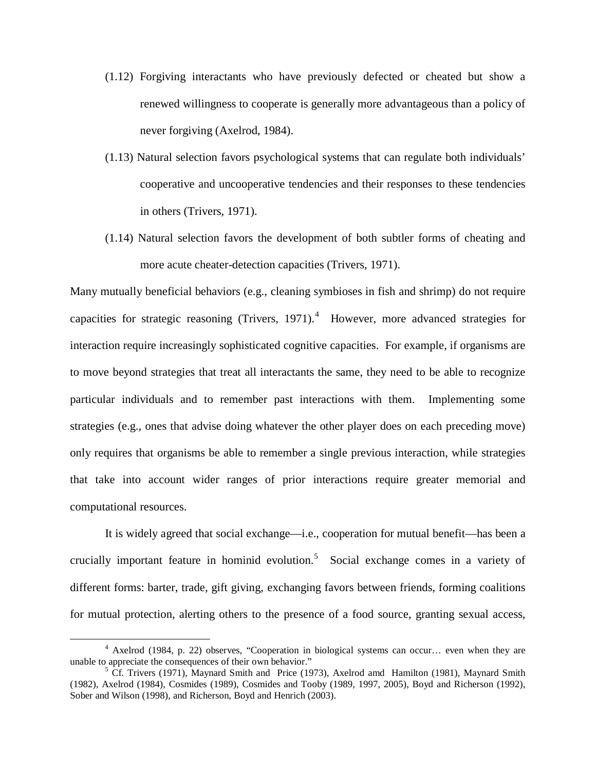(1.12) Forgiving interactants who have previously defected or cheated but show a renewed willingness to cooperate is generally more advantageous than a policy of never forgiving (Axelrod, 1984).

(1.13) Natural selection favors psychological systems that can regulate both individuals' cooperative and uncooperative tendencies and their responses to these tendencies in others (Trivers, 1971).

(1.14) Natural selection favors the development of both subtler forms of cheating and more acute cheater-detection capacities (Trivers, 1971).

Many mutually beneficial behaviors (e.g., cleaning symbioses in fish and shrimp) do not require capacities for strategic reasoning (Trivers, 1971).[4] However, more advanced strategies for interaction require increasingly sophisticated cognitive capacities. For example, if organisms are to move beyond strategies that treat all interactants the same, they need to be able to recognize particular individuals and to remember past interactions with them. Implementing some strategies (e.g., ones that advise doing whatever the other player does on each preceding move) only requires that organisms be able to remember a single previous interaction, while strategies that take into account wider ranges of prior interactions require greater memorial and computational resources.

It is widely agreed that social exchange—i.e., cooperation for mutual benefit—has been a crucially important feature in hominid evolution.[5] Social exchange comes in a variety of different forms: barter, trade, gift giving, exchanging favors between friends, forming coalitions for mutual protection, alerting others to the presence of a food source, granting sexual access,

---

[4] Axelrod (1984, p. 22) observes, "Cooperation in biological systems can occur… even when they are unable to appreciate the consequences of their own behavior."

[5] Cf. Trivers (1971), Maynard Smith and Price (1973), Axelrod amd Hamilton (1981), Maynard Smith (1982), Axelrod (1984), Cosmides (1989), Cosmides and Tooby (1989, 1997, 2005), Boyd and Richerson (1992), Sober and Wilson (1998), and Richerson, Boyd and Henrich (2003).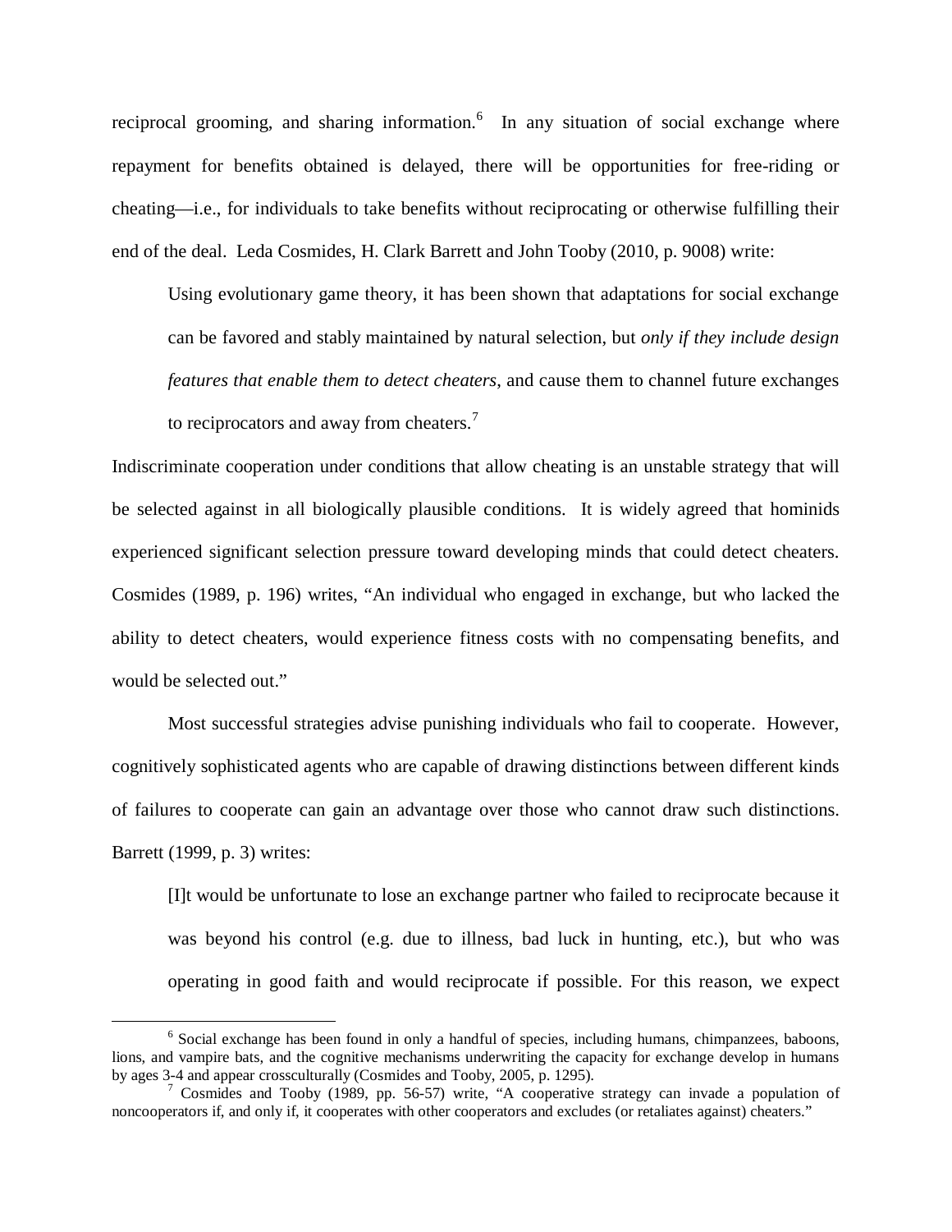reciprocal grooming, and sharing information.[6] In any situation of social exchange where repayment for benefits obtained is delayed, there will be opportunities for free-riding or cheating—i.e., for individuals to take benefits without reciprocating or otherwise fulfilling their end of the deal. Leda Cosmides, H. Clark Barrett and John Tooby (2010, p. 9008) write:

> Using evolutionary game theory, it has been shown that adaptations for social exchange can be favored and stably maintained by natural selection, but *only if they include design features that enable them to detect cheaters*, and cause them to channel future exchanges to reciprocators and away from cheaters.[7]

Indiscriminate cooperation under conditions that allow cheating is an unstable strategy that will be selected against in all biologically plausible conditions. It is widely agreed that hominids experienced significant selection pressure toward developing minds that could detect cheaters. Cosmides (1989, p. 196) writes, "An individual who engaged in exchange, but who lacked the ability to detect cheaters, would experience fitness costs with no compensating benefits, and would be selected out."

Most successful strategies advise punishing individuals who fail to cooperate. However, cognitively sophisticated agents who are capable of drawing distinctions between different kinds of failures to cooperate can gain an advantage over those who cannot draw such distinctions. Barrett (1999, p. 3) writes:

> [I]t would be unfortunate to lose an exchange partner who failed to reciprocate because it was beyond his control (e.g. due to illness, bad luck in hunting, etc.), but who was operating in good faith and would reciprocate if possible. For this reason, we expect

---

[6] Social exchange has been found in only a handful of species, including humans, chimpanzees, baboons, lions, and vampire bats, and the cognitive mechanisms underwriting the capacity for exchange develop in humans by ages 3-4 and appear crossculturally (Cosmides and Tooby, 2005, p. 1295).

[7] Cosmides and Tooby (1989, pp. 56-57) write, "A cooperative strategy can invade a population of noncooperators if, and only if, it cooperates with other cooperators and excludes (or retaliates against) cheaters."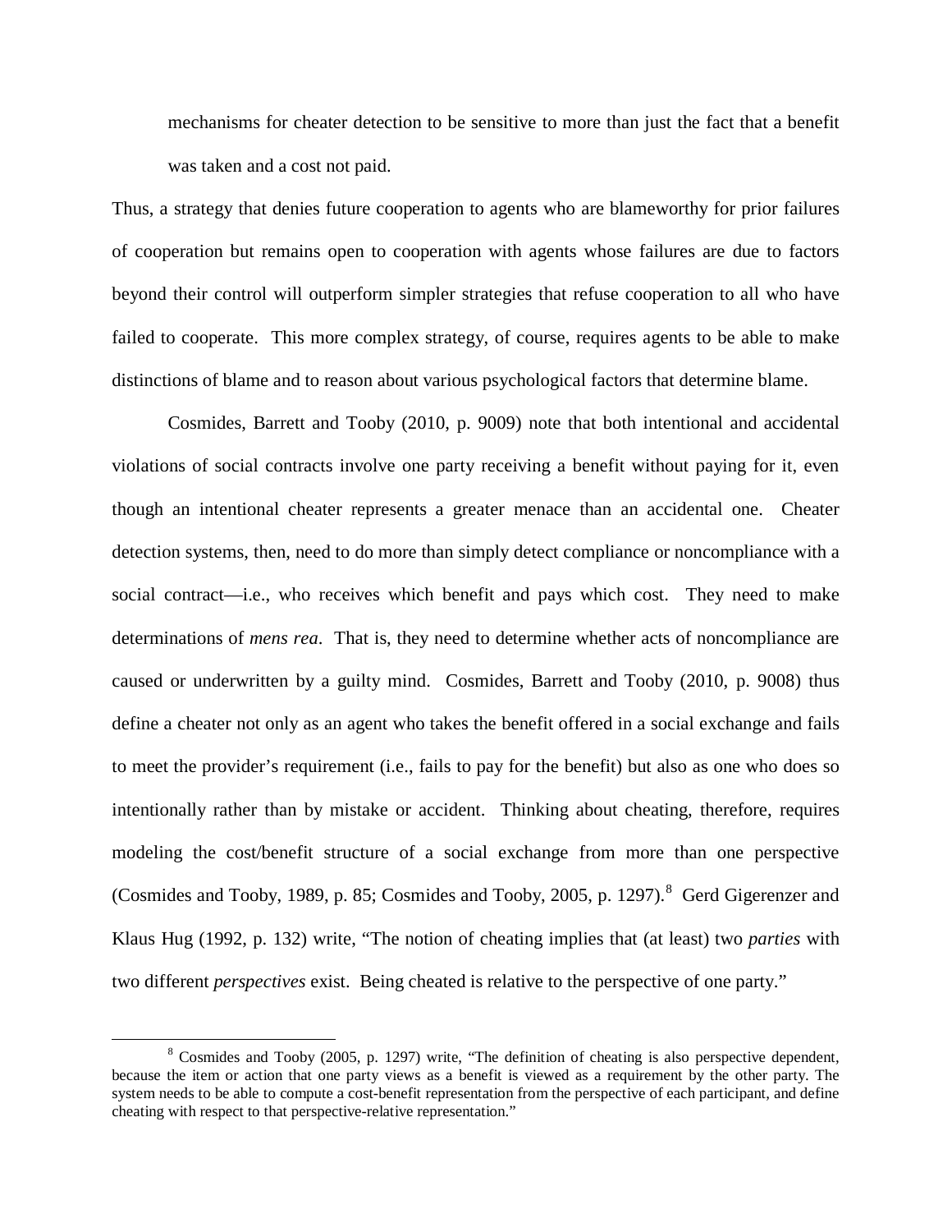mechanisms for cheater detection to be sensitive to more than just the fact that a benefit was taken and a cost not paid.

Thus, a strategy that denies future cooperation to agents who are blameworthy for prior failures of cooperation but remains open to cooperation with agents whose failures are due to factors beyond their control will outperform simpler strategies that refuse cooperation to all who have failed to cooperate. This more complex strategy, of course, requires agents to be able to make distinctions of blame and to reason about various psychological factors that determine blame.

Cosmides, Barrett and Tooby (2010, p. 9009) note that both intentional and accidental violations of social contracts involve one party receiving a benefit without paying for it, even though an intentional cheater represents a greater menace than an accidental one. Cheater detection systems, then, need to do more than simply detect compliance or noncompliance with a social contract—i.e., who receives which benefit and pays which cost. They need to make determinations of *mens rea*. That is, they need to determine whether acts of noncompliance are caused or underwritten by a guilty mind. Cosmides, Barrett and Tooby (2010, p. 9008) thus define a cheater not only as an agent who takes the benefit offered in a social exchange and fails to meet the provider's requirement (i.e., fails to pay for the benefit) but also as one who does so intentionally rather than by mistake or accident. Thinking about cheating, therefore, requires modeling the cost/benefit structure of a social exchange from more than one perspective (Cosmides and Tooby, 1989, p. 85; Cosmides and Tooby, 2005, p. 1297).[8] Gerd Gigerenzer and Klaus Hug (1992, p. 132) write, "The notion of cheating implies that (at least) two *parties* with two different *perspectives* exist. Being cheated is relative to the perspective of one party."

[8] Cosmides and Tooby (2005, p. 1297) write, "The definition of cheating is also perspective dependent, because the item or action that one party views as a benefit is viewed as a requirement by the other party. The system needs to be able to compute a cost-benefit representation from the perspective of each participant, and define cheating with respect to that perspective-relative representation."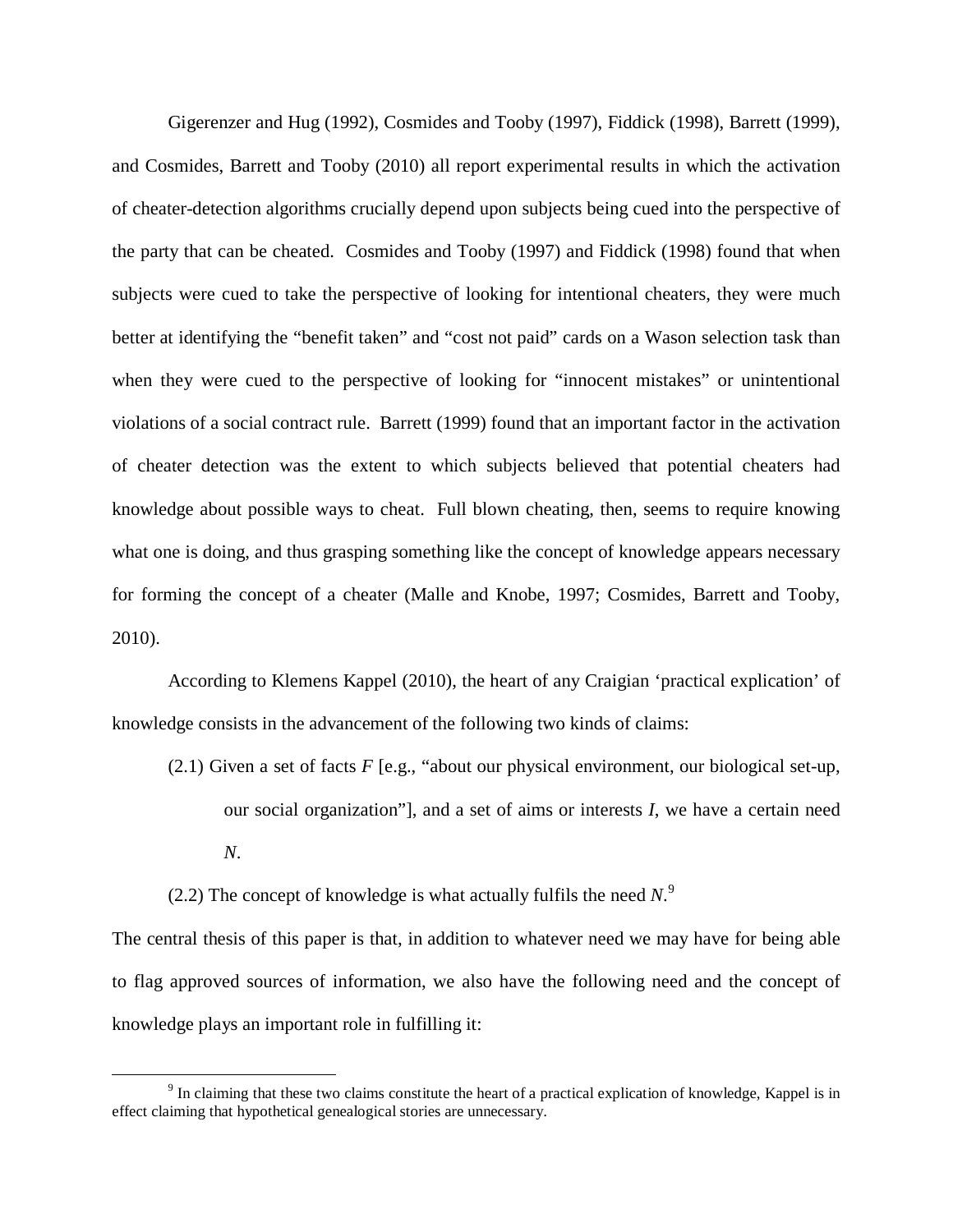Gigerenzer and Hug (1992), Cosmides and Tooby (1997), Fiddick (1998), Barrett (1999), and Cosmides, Barrett and Tooby (2010) all report experimental results in which the activation of cheater-detection algorithms crucially depend upon subjects being cued into the perspective of the party that can be cheated. Cosmides and Tooby (1997) and Fiddick (1998) found that when subjects were cued to take the perspective of looking for intentional cheaters, they were much better at identifying the "benefit taken" and "cost not paid" cards on a Wason selection task than when they were cued to the perspective of looking for "innocent mistakes" or unintentional violations of a social contract rule. Barrett (1999) found that an important factor in the activation of cheater detection was the extent to which subjects believed that potential cheaters had knowledge about possible ways to cheat. Full blown cheating, then, seems to require knowing what one is doing, and thus grasping something like the concept of knowledge appears necessary for forming the concept of a cheater (Malle and Knobe, 1997; Cosmides, Barrett and Tooby, 2010).

According to Klemens Kappel (2010), the heart of any Craigian 'practical explication' of knowledge consists in the advancement of the following two kinds of claims:

(2.1) Given a set of facts *F* [e.g., "about our physical environment, our biological set-up, our social organization"], and a set of aims or interests *I*, we have a certain need *N*.

(2.2) The concept of knowledge is what actually fulfils the need *N*.[9]

The central thesis of this paper is that, in addition to whatever need we may have for being able to flag approved sources of information, we also have the following need and the concept of knowledge plays an important role in fulfilling it:

[9] In claiming that these two claims constitute the heart of a practical explication of knowledge, Kappel is in effect claiming that hypothetical genealogical stories are unnecessary.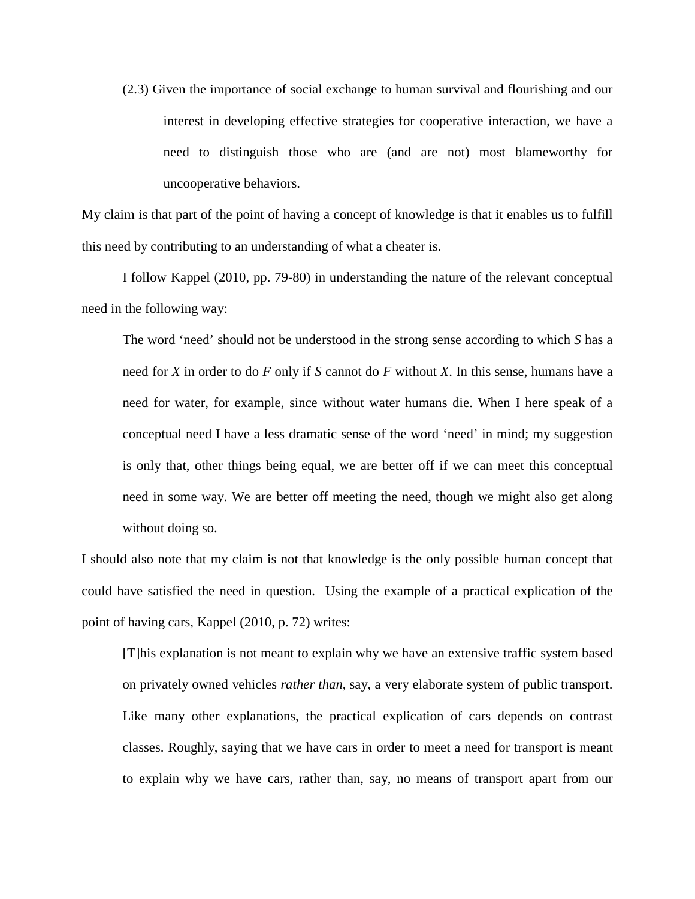(2.3) Given the importance of social exchange to human survival and flourishing and our interest in developing effective strategies for cooperative interaction, we have a need to distinguish those who are (and are not) most blameworthy for uncooperative behaviors.

My claim is that part of the point of having a concept of knowledge is that it enables us to fulfill this need by contributing to an understanding of what a cheater is.

I follow Kappel (2010, pp. 79-80) in understanding the nature of the relevant conceptual need in the following way:

> The word 'need' should not be understood in the strong sense according to which *S* has a need for *X* in order to do *F* only if *S* cannot do *F* without *X*. In this sense, humans have a need for water, for example, since without water humans die. When I here speak of a conceptual need I have a less dramatic sense of the word 'need' in mind; my suggestion is only that, other things being equal, we are better off if we can meet this conceptual need in some way. We are better off meeting the need, though we might also get along without doing so.

I should also note that my claim is not that knowledge is the only possible human concept that could have satisfied the need in question. Using the example of a practical explication of the point of having cars, Kappel (2010, p. 72) writes:

> [T]his explanation is not meant to explain why we have an extensive traffic system based on privately owned vehicles *rather than*, say, a very elaborate system of public transport. Like many other explanations, the practical explication of cars depends on contrast classes. Roughly, saying that we have cars in order to meet a need for transport is meant to explain why we have cars, rather than, say, no means of transport apart from our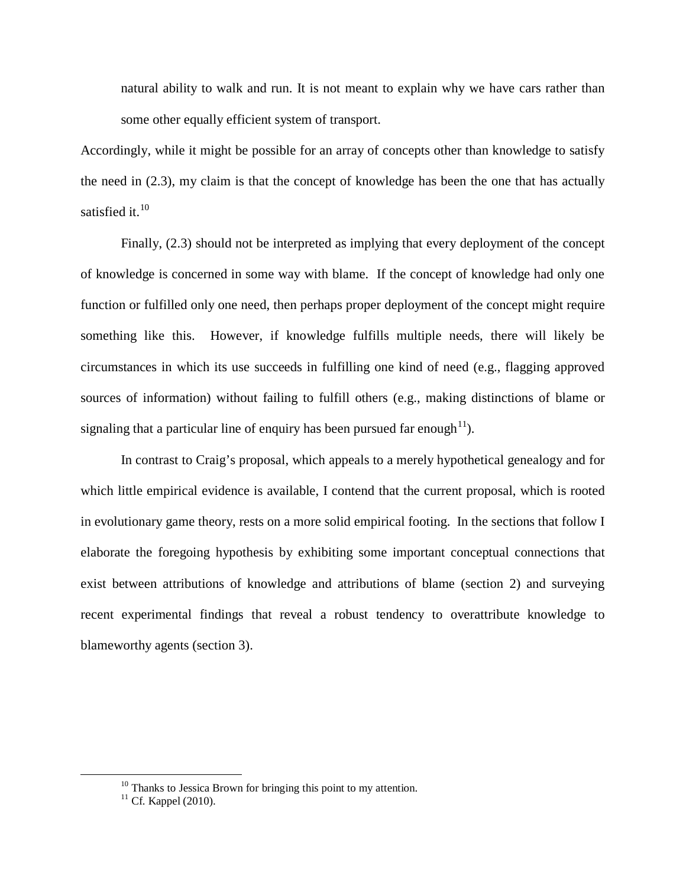natural ability to walk and run. It is not meant to explain why we have cars rather than some other equally efficient system of transport.

Accordingly, while it might be possible for an array of concepts other than knowledge to satisfy the need in (2.3), my claim is that the concept of knowledge has been the one that has actually satisfied it.[10]

Finally, (2.3) should not be interpreted as implying that every deployment of the concept of knowledge is concerned in some way with blame. If the concept of knowledge had only one function or fulfilled only one need, then perhaps proper deployment of the concept might require something like this. However, if knowledge fulfills multiple needs, there will likely be circumstances in which its use succeeds in fulfilling one kind of need (e.g., flagging approved sources of information) without failing to fulfill others (e.g., making distinctions of blame or signaling that a particular line of enquiry has been pursued far enough[11]).

In contrast to Craig's proposal, which appeals to a merely hypothetical genealogy and for which little empirical evidence is available, I contend that the current proposal, which is rooted in evolutionary game theory, rests on a more solid empirical footing. In the sections that follow I elaborate the foregoing hypothesis by exhibiting some important conceptual connections that exist between attributions of knowledge and attributions of blame (section 2) and surveying recent experimental findings that reveal a robust tendency to overattribute knowledge to blameworthy agents (section 3).

---

[10] Thanks to Jessica Brown for bringing this point to my attention.

[11] Cf. Kappel (2010).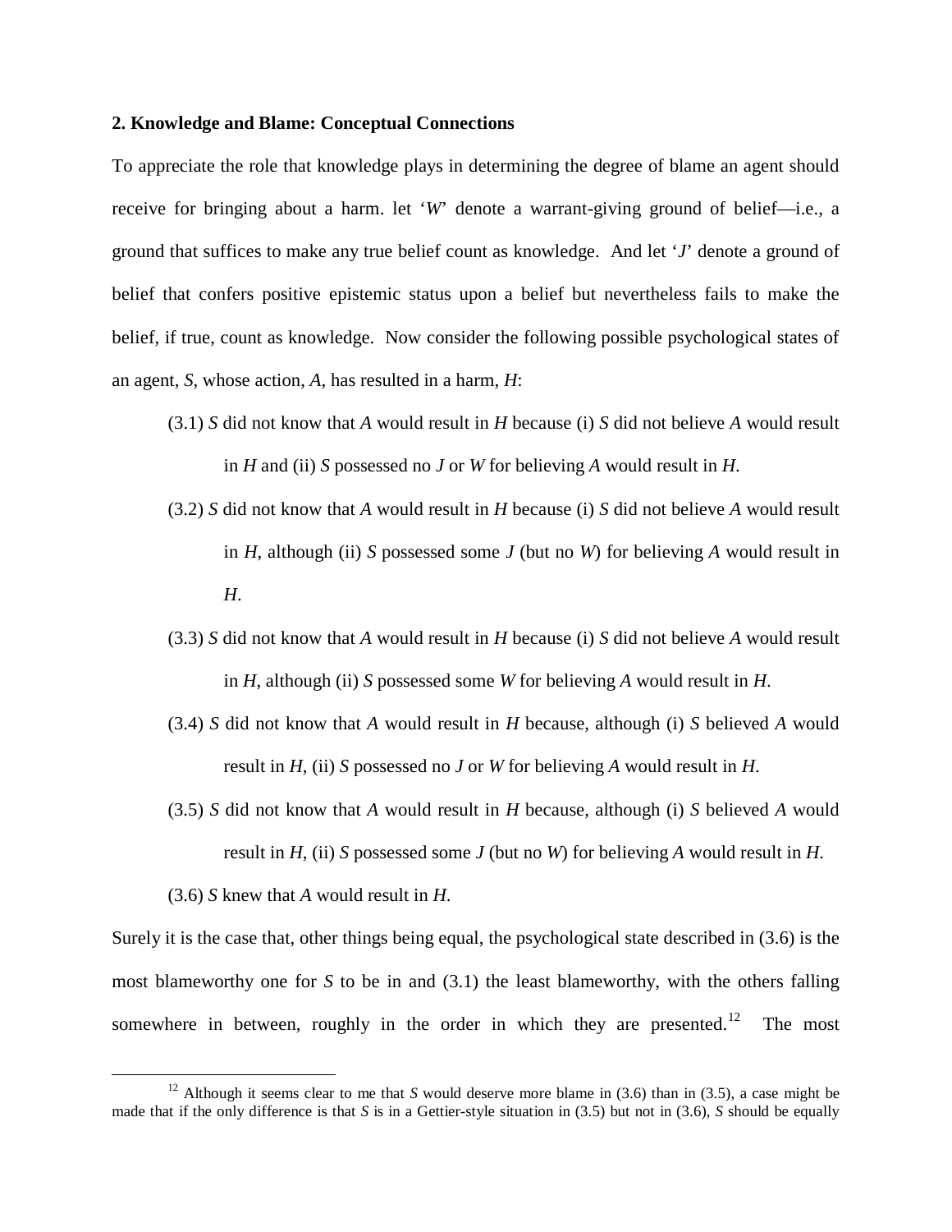**2. Knowledge and Blame: Conceptual Connections**

To appreciate the role that knowledge plays in determining the degree of blame an agent should receive for bringing about a harm. let '*W*' denote a warrant-giving ground of belief—i.e., a ground that suffices to make any true belief count as knowledge. And let '*J*' denote a ground of belief that confers positive epistemic status upon a belief but nevertheless fails to make the belief, if true, count as knowledge. Now consider the following possible psychological states of an agent, *S*, whose action, *A*, has resulted in a harm, *H*:

(3.1) *S* did not know that *A* would result in *H* because (i) *S* did not believe *A* would result in *H* and (ii) *S* possessed no *J* or *W* for believing *A* would result in *H*.

(3.2) *S* did not know that *A* would result in *H* because (i) *S* did not believe *A* would result in *H*, although (ii) *S* possessed some *J* (but no *W*) for believing *A* would result in *H*.

(3.3) *S* did not know that *A* would result in *H* because (i) *S* did not believe *A* would result in *H*, although (ii) *S* possessed some *W* for believing *A* would result in *H*.

(3.4) *S* did not know that *A* would result in *H* because, although (i) *S* believed *A* would result in *H*, (ii) *S* possessed no *J* or *W* for believing *A* would result in *H*.

(3.5) *S* did not know that *A* would result in *H* because, although (i) *S* believed *A* would result in *H*, (ii) *S* possessed some *J* (but no *W*) for believing *A* would result in *H*.

(3.6) *S* knew that *A* would result in *H*.

Surely it is the case that, other things being equal, the psychological state described in (3.6) is the most blameworthy one for *S* to be in and (3.1) the least blameworthy, with the others falling somewhere in between, roughly in the order in which they are presented.[12] The most

[12] Although it seems clear to me that *S* would deserve more blame in (3.6) than in (3.5), a case might be made that if the only difference is that *S* is in a Gettier-style situation in (3.5) but not in (3.6), *S* should be equally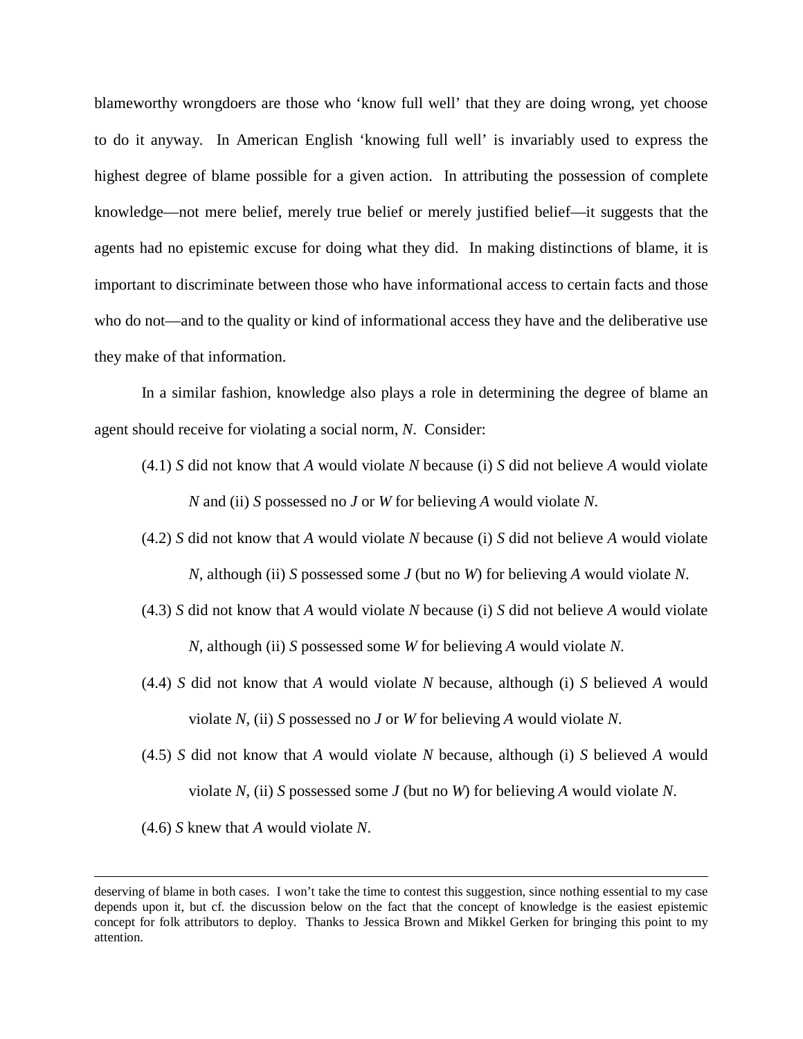blameworthy wrongdoers are those who 'know full well' that they are doing wrong, yet choose to do it anyway. In American English 'knowing full well' is invariably used to express the highest degree of blame possible for a given action. In attributing the possession of complete knowledge—not mere belief, merely true belief or merely justified belief—it suggests that the agents had no epistemic excuse for doing what they did. In making distinctions of blame, it is important to discriminate between those who have informational access to certain facts and those who do not—and to the quality or kind of informational access they have and the deliberative use they make of that information.

In a similar fashion, knowledge also plays a role in determining the degree of blame an agent should receive for violating a social norm, *N*. Consider:

(4.1) *S* did not know that *A* would violate *N* because (i) *S* did not believe *A* would violate *N* and (ii) *S* possessed no *J* or *W* for believing *A* would violate *N*.

(4.2) *S* did not know that *A* would violate *N* because (i) *S* did not believe *A* would violate *N*, although (ii) *S* possessed some *J* (but no *W*) for believing *A* would violate *N*.

(4.3) *S* did not know that *A* would violate *N* because (i) *S* did not believe *A* would violate *N*, although (ii) *S* possessed some *W* for believing *A* would violate *N*.

(4.4) *S* did not know that *A* would violate *N* because, although (i) *S* believed *A* would violate *N*, (ii) *S* possessed no *J* or *W* for believing *A* would violate *N*.

(4.5) *S* did not know that *A* would violate *N* because, although (i) *S* believed *A* would violate *N*, (ii) *S* possessed some *J* (but no *W*) for believing *A* would violate *N*.

(4.6) *S* knew that *A* would violate *N*.

---

deserving of blame in both cases. I won't take the time to contest this suggestion, since nothing essential to my case depends upon it, but cf. the discussion below on the fact that the concept of knowledge is the easiest epistemic concept for folk attributors to deploy. Thanks to Jessica Brown and Mikkel Gerken for bringing this point to my attention.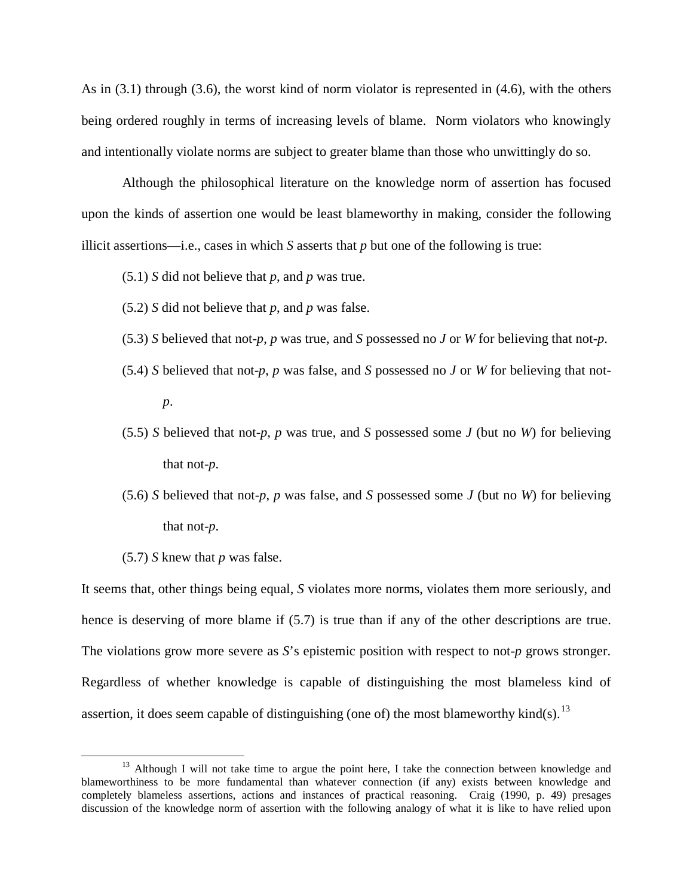As in (3.1) through (3.6), the worst kind of norm violator is represented in (4.6), with the others being ordered roughly in terms of increasing levels of blame. Norm violators who knowingly and intentionally violate norms are subject to greater blame than those who unwittingly do so.

Although the philosophical literature on the knowledge norm of assertion has focused upon the kinds of assertion one would be least blameworthy in making, consider the following illicit assertions—i.e., cases in which *S* asserts that *p* but one of the following is true:

(5.1) *S* did not believe that *p*, and *p* was true.

(5.2) *S* did not believe that *p*, and *p* was false.

(5.3) *S* believed that not-*p*, *p* was true, and *S* possessed no *J* or *W* for believing that not-*p*.

(5.4) *S* believed that not-*p*, *p* was false, and *S* possessed no *J* or *W* for believing that not-*p*.

(5.5) *S* believed that not-*p*, *p* was true, and *S* possessed some *J* (but no *W*) for believing that not-*p*.

(5.6) *S* believed that not-*p*, *p* was false, and *S* possessed some *J* (but no *W*) for believing that not-*p*.

(5.7) *S* knew that *p* was false.

It seems that, other things being equal, *S* violates more norms, violates them more seriously, and hence is deserving of more blame if (5.7) is true than if any of the other descriptions are true. The violations grow more severe as *S*'s epistemic position with respect to not-*p* grows stronger. Regardless of whether knowledge is capable of distinguishing the most blameless kind of assertion, it does seem capable of distinguishing (one of) the most blameworthy kind(s).[13]

---

[13] Although I will not take time to argue the point here, I take the connection between knowledge and blameworthiness to be more fundamental than whatever connection (if any) exists between knowledge and completely blameless assertions, actions and instances of practical reasoning. Craig (1990, p. 49) presages discussion of the knowledge norm of assertion with the following analogy of what it is like to have relied upon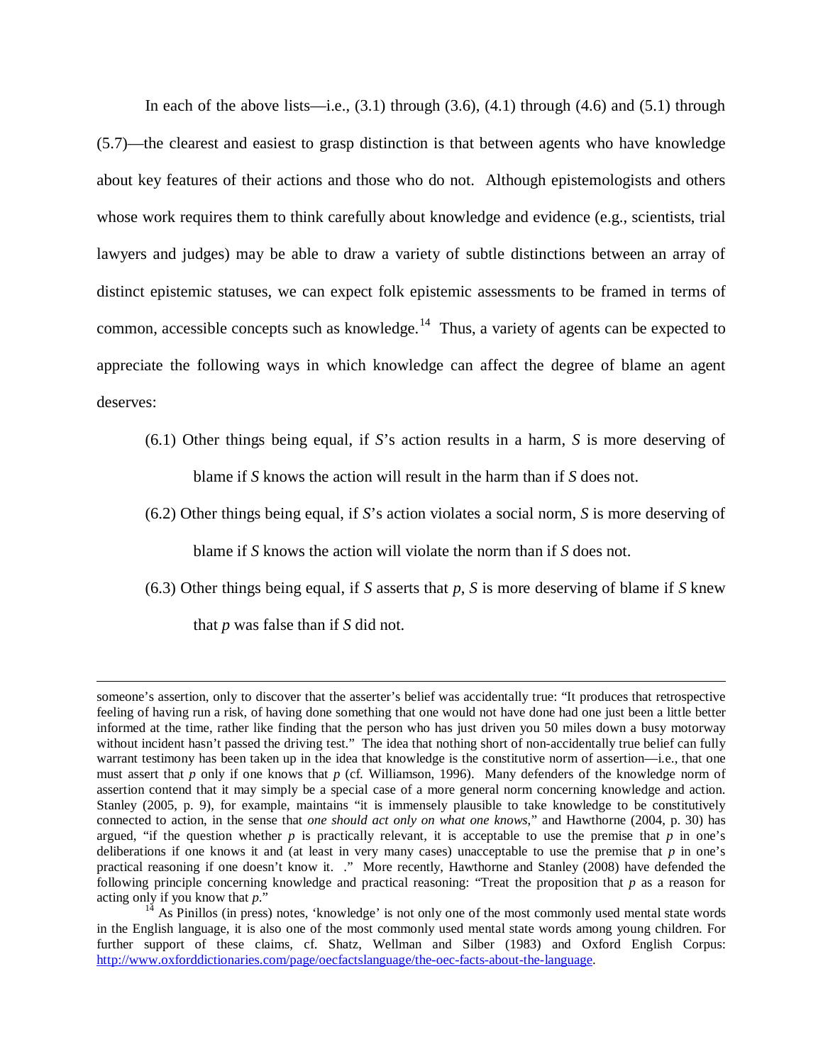In each of the above lists—i.e., (3.1) through (3.6), (4.1) through (4.6) and (5.1) through (5.7)—the clearest and easiest to grasp distinction is that between agents who have knowledge about key features of their actions and those who do not. Although epistemologists and others whose work requires them to think carefully about knowledge and evidence (e.g., scientists, trial lawyers and judges) may be able to draw a variety of subtle distinctions between an array of distinct epistemic statuses, we can expect folk epistemic assessments to be framed in terms of common, accessible concepts such as knowledge.[14] Thus, a variety of agents can be expected to appreciate the following ways in which knowledge can affect the degree of blame an agent deserves:

> (6.1) Other things being equal, if *S*'s action results in a harm, *S* is more deserving of blame if *S* knows the action will result in the harm than if *S* does not.
>
> (6.2) Other things being equal, if *S*'s action violates a social norm, *S* is more deserving of blame if *S* knows the action will violate the norm than if *S* does not.
>
> (6.3) Other things being equal, if *S* asserts that *p*, *S* is more deserving of blame if *S* knew that *p* was false than if *S* did not.

---

someone's assertion, only to discover that the asserter's belief was accidentally true: "It produces that retrospective feeling of having run a risk, of having done something that one would not have done had one just been a little better informed at the time, rather like finding that the person who has just driven you 50 miles down a busy motorway without incident hasn't passed the driving test." The idea that nothing short of non-accidentally true belief can fully warrant testimony has been taken up in the idea that knowledge is the constitutive norm of assertion—i.e., that one must assert that *p* only if one knows that *p* (cf. Williamson, 1996). Many defenders of the knowledge norm of assertion contend that it may simply be a special case of a more general norm concerning knowledge and action. Stanley (2005, p. 9), for example, maintains "it is immensely plausible to take knowledge to be constitutively connected to action, in the sense that *one should act only on what one knows*," and Hawthorne (2004, p. 30) has argued, "if the question whether *p* is practically relevant, it is acceptable to use the premise that *p* in one's deliberations if one knows it and (at least in very many cases) unacceptable to use the premise that *p* in one's practical reasoning if one doesn't know it. ." More recently, Hawthorne and Stanley (2008) have defended the following principle concerning knowledge and practical reasoning: "Treat the proposition that *p* as a reason for acting only if you know that *p*."

[14] As Pinillos (in press) notes, 'knowledge' is not only one of the most commonly used mental state words in the English language, it is also one of the most commonly used mental state words among young children. For further support of these claims, cf. Shatz, Wellman and Silber (1983) and Oxford English Corpus: http://www.oxforddictionaries.com/page/oecfactslanguage/the-oec-facts-about-the-language.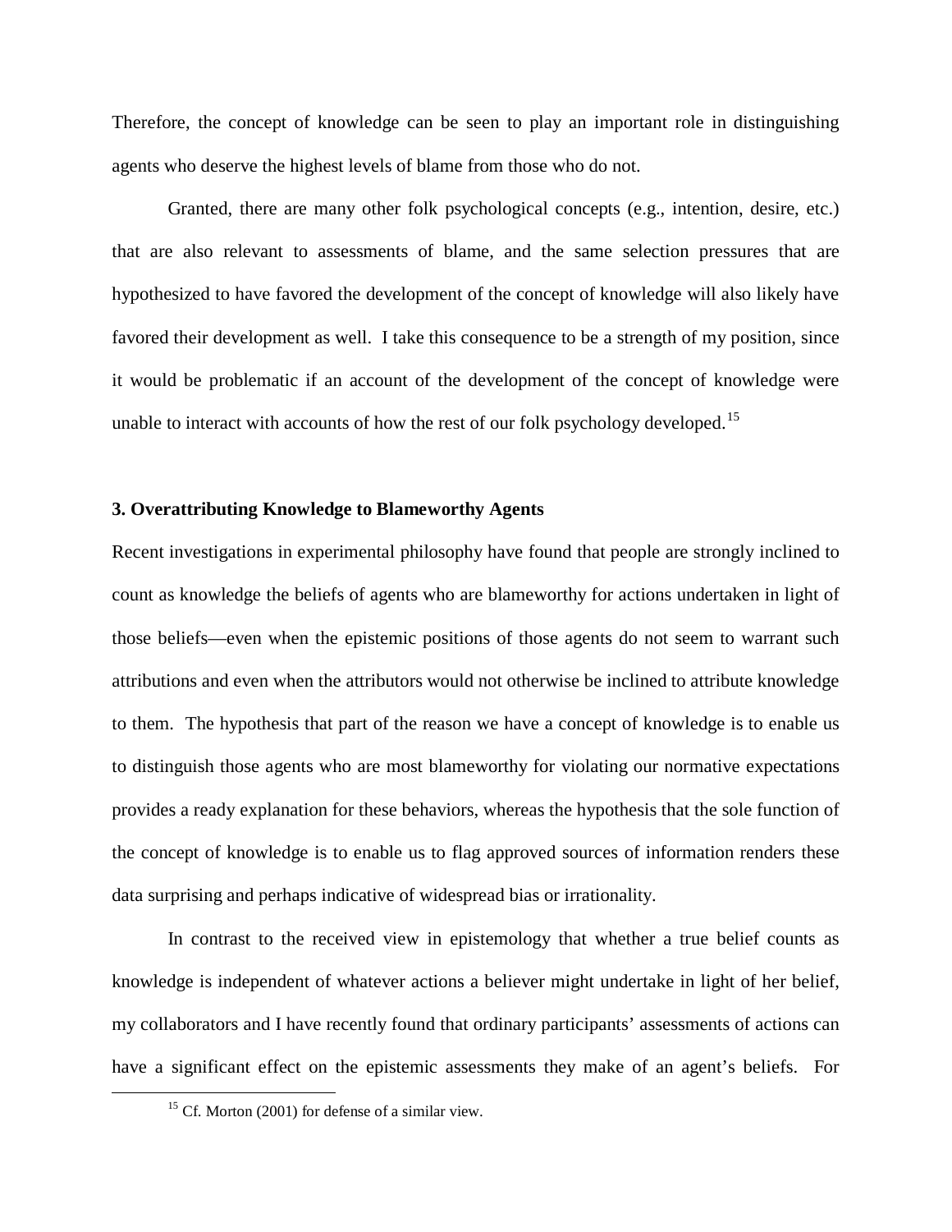Therefore, the concept of knowledge can be seen to play an important role in distinguishing agents who deserve the highest levels of blame from those who do not.

Granted, there are many other folk psychological concepts (e.g., intention, desire, etc.) that are also relevant to assessments of blame, and the same selection pressures that are hypothesized to have favored the development of the concept of knowledge will also likely have favored their development as well. I take this consequence to be a strength of my position, since it would be problematic if an account of the development of the concept of knowledge were unable to interact with accounts of how the rest of our folk psychology developed.[15]

### 3. Overattributing Knowledge to Blameworthy Agents

Recent investigations in experimental philosophy have found that people are strongly inclined to count as knowledge the beliefs of agents who are blameworthy for actions undertaken in light of those beliefs—even when the epistemic positions of those agents do not seem to warrant such attributions and even when the attributors would not otherwise be inclined to attribute knowledge to them. The hypothesis that part of the reason we have a concept of knowledge is to enable us to distinguish those agents who are most blameworthy for violating our normative expectations provides a ready explanation for these behaviors, whereas the hypothesis that the sole function of the concept of knowledge is to enable us to flag approved sources of information renders these data surprising and perhaps indicative of widespread bias or irrationality.

In contrast to the received view in epistemology that whether a true belief counts as knowledge is independent of whatever actions a believer might undertake in light of her belief, my collaborators and I have recently found that ordinary participants' assessments of actions can have a significant effect on the epistemic assessments they make of an agent's beliefs. For

[15] Cf. Morton (2001) for defense of a similar view.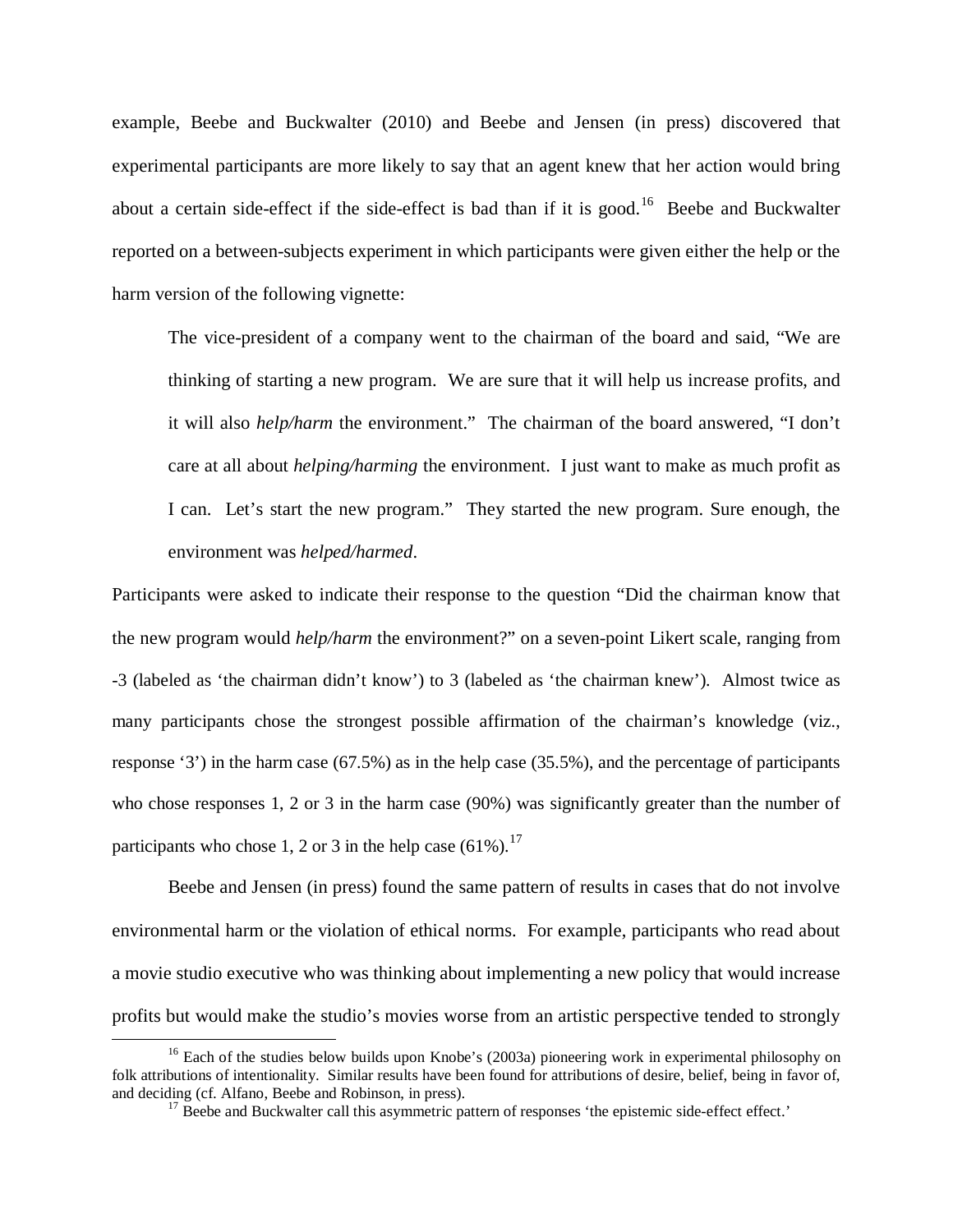example, Beebe and Buckwalter (2010) and Beebe and Jensen (in press) discovered that experimental participants are more likely to say that an agent knew that her action would bring about a certain side-effect if the side-effect is bad than if it is good.[16] Beebe and Buckwalter reported on a between-subjects experiment in which participants were given either the help or the harm version of the following vignette:

> The vice-president of a company went to the chairman of the board and said, "We are thinking of starting a new program. We are sure that it will help us increase profits, and it will also *help/harm* the environment." The chairman of the board answered, "I don't care at all about *helping/harming* the environment. I just want to make as much profit as I can. Let's start the new program." They started the new program. Sure enough, the environment was *helped/harmed*.

Participants were asked to indicate their response to the question "Did the chairman know that the new program would *help/harm* the environment?" on a seven-point Likert scale, ranging from -3 (labeled as 'the chairman didn't know') to 3 (labeled as 'the chairman knew'). Almost twice as many participants chose the strongest possible affirmation of the chairman's knowledge (viz., response '3') in the harm case (67.5%) as in the help case (35.5%), and the percentage of participants who chose responses 1, 2 or 3 in the harm case (90%) was significantly greater than the number of participants who chose 1, 2 or 3 in the help case (61%).[17]

Beebe and Jensen (in press) found the same pattern of results in cases that do not involve environmental harm or the violation of ethical norms. For example, participants who read about a movie studio executive who was thinking about implementing a new policy that would increase profits but would make the studio's movies worse from an artistic perspective tended to strongly

---

[16] Each of the studies below builds upon Knobe's (2003a) pioneering work in experimental philosophy on folk attributions of intentionality. Similar results have been found for attributions of desire, belief, being in favor of, and deciding (cf. Alfano, Beebe and Robinson, in press).

[17] Beebe and Buckwalter call this asymmetric pattern of responses 'the epistemic side-effect effect.'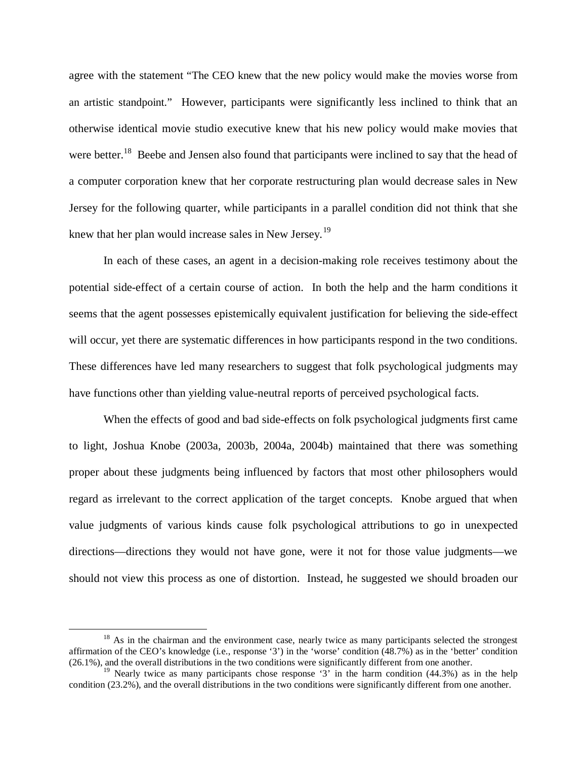agree with the statement "The CEO knew that the new policy would make the movies worse from an artistic standpoint." However, participants were significantly less inclined to think that an otherwise identical movie studio executive knew that his new policy would make movies that were better.[18] Beebe and Jensen also found that participants were inclined to say that the head of a computer corporation knew that her corporate restructuring plan would decrease sales in New Jersey for the following quarter, while participants in a parallel condition did not think that she knew that her plan would increase sales in New Jersey.[19]

In each of these cases, an agent in a decision-making role receives testimony about the potential side-effect of a certain course of action. In both the help and the harm conditions it seems that the agent possesses epistemically equivalent justification for believing the side-effect will occur, yet there are systematic differences in how participants respond in the two conditions. These differences have led many researchers to suggest that folk psychological judgments may have functions other than yielding value-neutral reports of perceived psychological facts.

When the effects of good and bad side-effects on folk psychological judgments first came to light, Joshua Knobe (2003a, 2003b, 2004a, 2004b) maintained that there was something proper about these judgments being influenced by factors that most other philosophers would regard as irrelevant to the correct application of the target concepts. Knobe argued that when value judgments of various kinds cause folk psychological attributions to go in unexpected directions—directions they would not have gone, were it not for those value judgments—we should not view this process as one of distortion. Instead, he suggested we should broaden our

[18] As in the chairman and the environment case, nearly twice as many participants selected the strongest affirmation of the CEO's knowledge (i.e., response '3') in the 'worse' condition (48.7%) as in the 'better' condition (26.1%), and the overall distributions in the two conditions were significantly different from one another.

[19] Nearly twice as many participants chose response '3' in the harm condition (44.3%) as in the help condition (23.2%), and the overall distributions in the two conditions were significantly different from one another.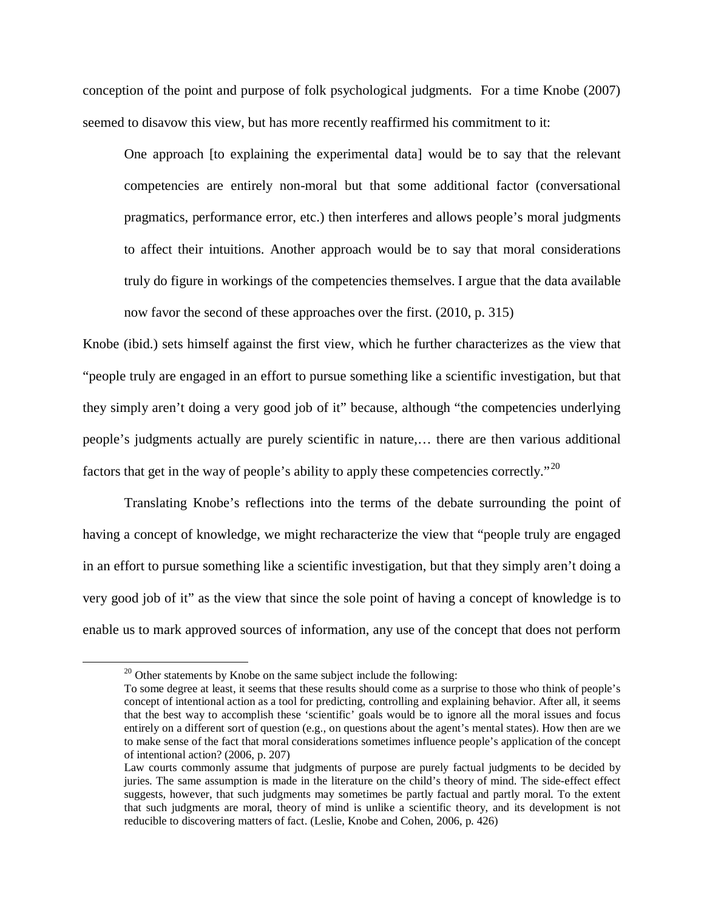conception of the point and purpose of folk psychological judgments. For a time Knobe (2007) seemed to disavow this view, but has more recently reaffirmed his commitment to it:

> One approach [to explaining the experimental data] would be to say that the relevant competencies are entirely non-moral but that some additional factor (conversational pragmatics, performance error, etc.) then interferes and allows people's moral judgments to affect their intuitions. Another approach would be to say that moral considerations truly do figure in workings of the competencies themselves. I argue that the data available now favor the second of these approaches over the first. (2010, p. 315)

Knobe (ibid.) sets himself against the first view, which he further characterizes as the view that "people truly are engaged in an effort to pursue something like a scientific investigation, but that they simply aren't doing a very good job of it" because, although "the competencies underlying people's judgments actually are purely scientific in nature,… there are then various additional factors that get in the way of people's ability to apply these competencies correctly."[20]

Translating Knobe's reflections into the terms of the debate surrounding the point of having a concept of knowledge, we might recharacterize the view that "people truly are engaged in an effort to pursue something like a scientific investigation, but that they simply aren't doing a very good job of it" as the view that since the sole point of having a concept of knowledge is to enable us to mark approved sources of information, any use of the concept that does not perform

---

[20] Other statements by Knobe on the same subject include the following:

> To some degree at least, it seems that these results should come as a surprise to those who think of people's concept of intentional action as a tool for predicting, controlling and explaining behavior. After all, it seems that the best way to accomplish these 'scientific' goals would be to ignore all the moral issues and focus entirely on a different sort of question (e.g., on questions about the agent's mental states). How then are we to make sense of the fact that moral considerations sometimes influence people's application of the concept of intentional action? (2006, p. 207)

> Law courts commonly assume that judgments of purpose are purely factual judgments to be decided by juries. The same assumption is made in the literature on the child's theory of mind. The side-effect effect suggests, however, that such judgments may sometimes be partly factual and partly moral. To the extent that such judgments are moral, theory of mind is unlike a scientific theory, and its development is not reducible to discovering matters of fact. (Leslie, Knobe and Cohen, 2006, p. 426)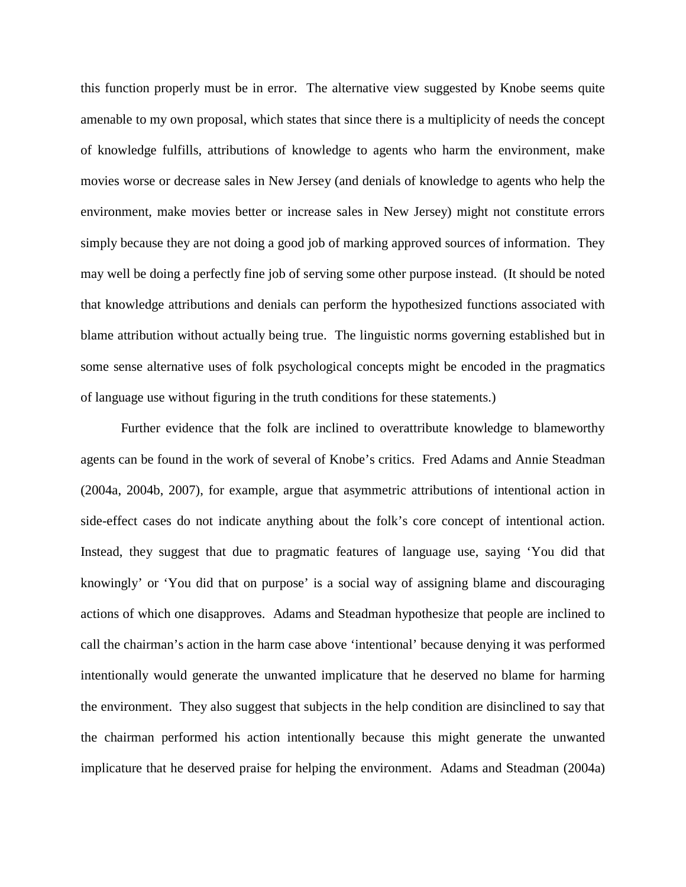this function properly must be in error. The alternative view suggested by Knobe seems quite amenable to my own proposal, which states that since there is a multiplicity of needs the concept of knowledge fulfills, attributions of knowledge to agents who harm the environment, make movies worse or decrease sales in New Jersey (and denials of knowledge to agents who help the environment, make movies better or increase sales in New Jersey) might not constitute errors simply because they are not doing a good job of marking approved sources of information. They may well be doing a perfectly fine job of serving some other purpose instead. (It should be noted that knowledge attributions and denials can perform the hypothesized functions associated with blame attribution without actually being true. The linguistic norms governing established but in some sense alternative uses of folk psychological concepts might be encoded in the pragmatics of language use without figuring in the truth conditions for these statements.)

Further evidence that the folk are inclined to overattribute knowledge to blameworthy agents can be found in the work of several of Knobe's critics. Fred Adams and Annie Steadman (2004a, 2004b, 2007), for example, argue that asymmetric attributions of intentional action in side-effect cases do not indicate anything about the folk's core concept of intentional action. Instead, they suggest that due to pragmatic features of language use, saying 'You did that knowingly' or 'You did that on purpose' is a social way of assigning blame and discouraging actions of which one disapproves. Adams and Steadman hypothesize that people are inclined to call the chairman's action in the harm case above 'intentional' because denying it was performed intentionally would generate the unwanted implicature that he deserved no blame for harming the environment. They also suggest that subjects in the help condition are disinclined to say that the chairman performed his action intentionally because this might generate the unwanted implicature that he deserved praise for helping the environment. Adams and Steadman (2004a)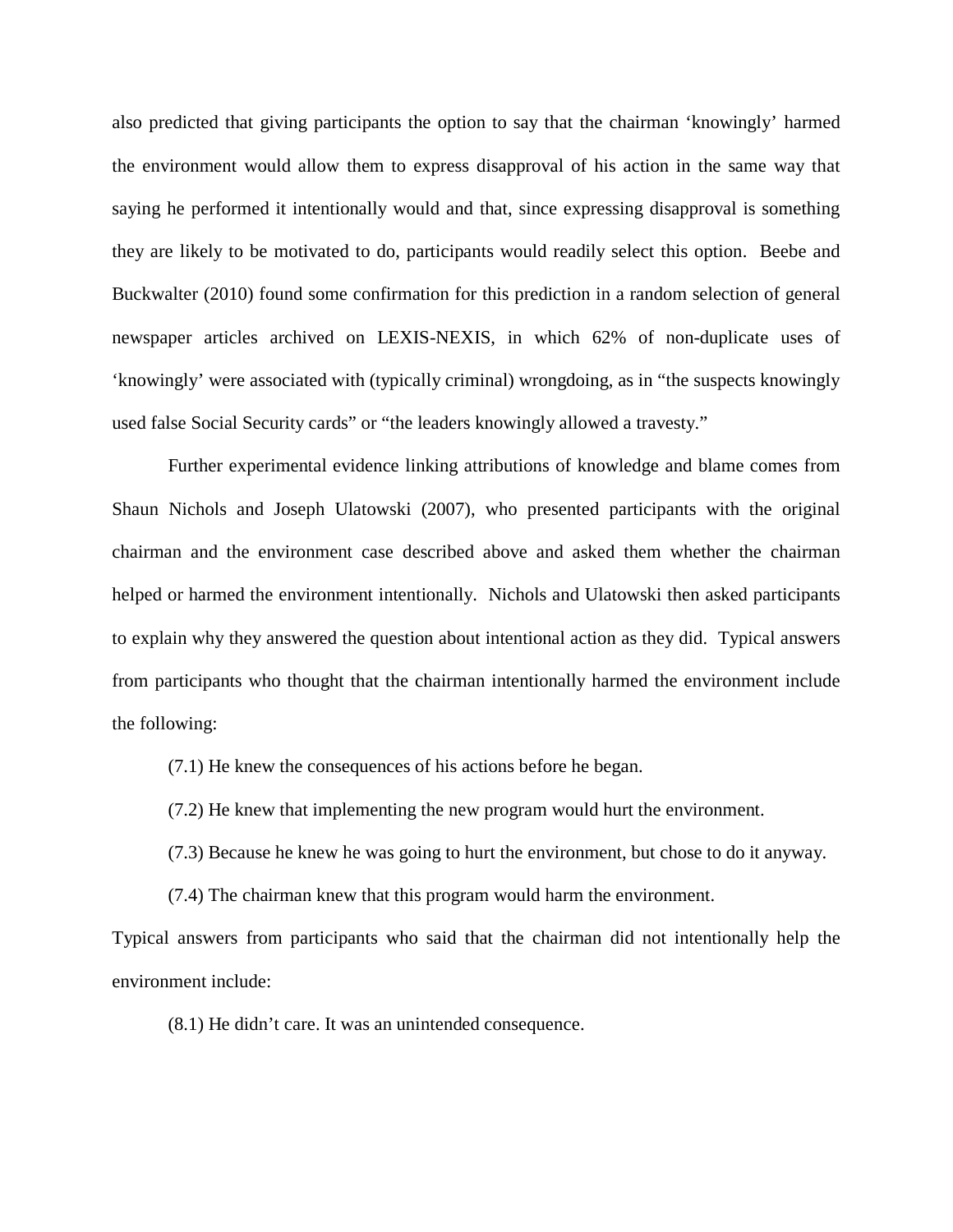also predicted that giving participants the option to say that the chairman 'knowingly' harmed the environment would allow them to express disapproval of his action in the same way that saying he performed it intentionally would and that, since expressing disapproval is something they are likely to be motivated to do, participants would readily select this option. Beebe and Buckwalter (2010) found some confirmation for this prediction in a random selection of general newspaper articles archived on LEXIS-NEXIS, in which 62% of non-duplicate uses of 'knowingly' were associated with (typically criminal) wrongdoing, as in "the suspects knowingly used false Social Security cards" or "the leaders knowingly allowed a travesty."

Further experimental evidence linking attributions of knowledge and blame comes from Shaun Nichols and Joseph Ulatowski (2007), who presented participants with the original chairman and the environment case described above and asked them whether the chairman helped or harmed the environment intentionally. Nichols and Ulatowski then asked participants to explain why they answered the question about intentional action as they did. Typical answers from participants who thought that the chairman intentionally harmed the environment include the following:

(7.1) He knew the consequences of his actions before he began.

(7.2) He knew that implementing the new program would hurt the environment.

(7.3) Because he knew he was going to hurt the environment, but chose to do it anyway.

(7.4) The chairman knew that this program would harm the environment.

Typical answers from participants who said that the chairman did not intentionally help the environment include:

(8.1) He didn't care. It was an unintended consequence.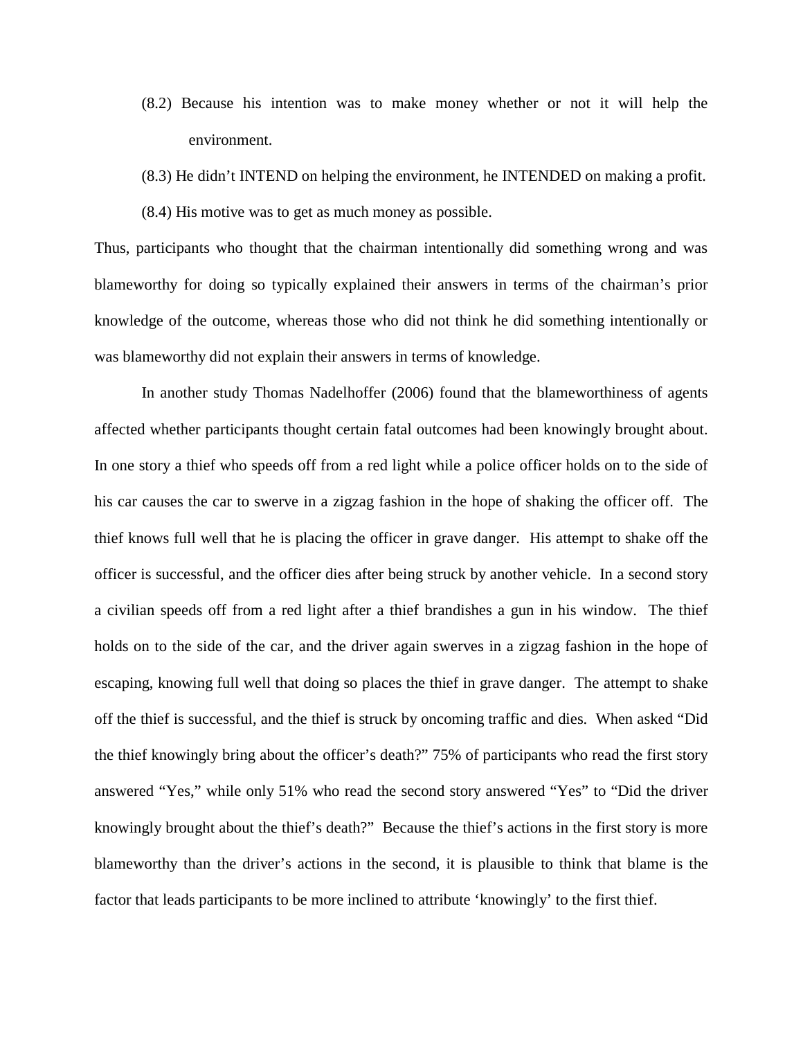(8.2) Because his intention was to make money whether or not it will help the environment.

(8.3) He didn't INTEND on helping the environment, he INTENDED on making a profit.

(8.4) His motive was to get as much money as possible.

Thus, participants who thought that the chairman intentionally did something wrong and was blameworthy for doing so typically explained their answers in terms of the chairman's prior knowledge of the outcome, whereas those who did not think he did something intentionally or was blameworthy did not explain their answers in terms of knowledge.

In another study Thomas Nadelhoffer (2006) found that the blameworthiness of agents affected whether participants thought certain fatal outcomes had been knowingly brought about. In one story a thief who speeds off from a red light while a police officer holds on to the side of his car causes the car to swerve in a zigzag fashion in the hope of shaking the officer off. The thief knows full well that he is placing the officer in grave danger. His attempt to shake off the officer is successful, and the officer dies after being struck by another vehicle. In a second story a civilian speeds off from a red light after a thief brandishes a gun in his window. The thief holds on to the side of the car, and the driver again swerves in a zigzag fashion in the hope of escaping, knowing full well that doing so places the thief in grave danger. The attempt to shake off the thief is successful, and the thief is struck by oncoming traffic and dies. When asked "Did the thief knowingly bring about the officer's death?" 75% of participants who read the first story answered "Yes," while only 51% who read the second story answered "Yes" to "Did the driver knowingly brought about the thief's death?" Because the thief's actions in the first story is more blameworthy than the driver's actions in the second, it is plausible to think that blame is the factor that leads participants to be more inclined to attribute 'knowingly' to the first thief.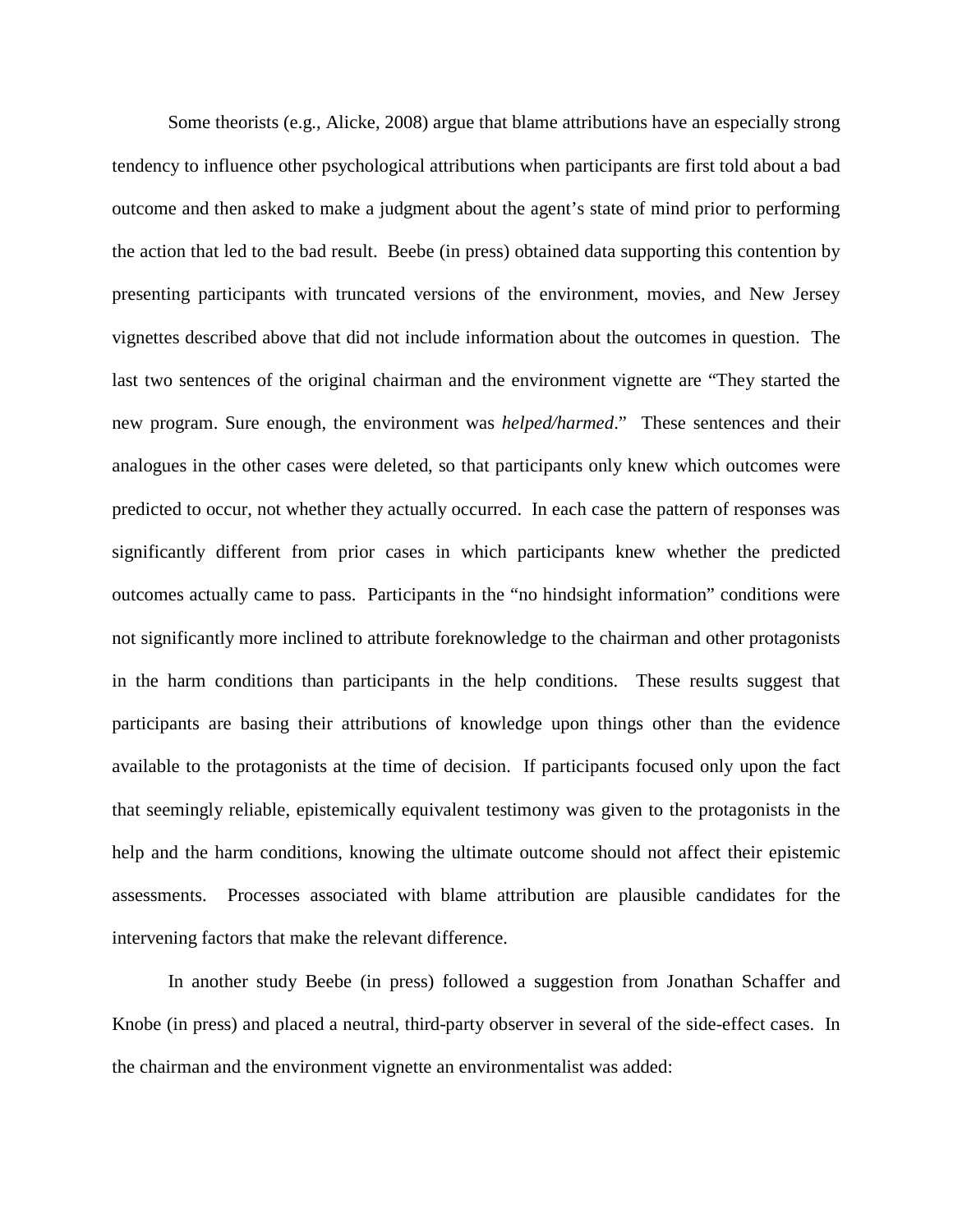Some theorists (e.g., Alicke, 2008) argue that blame attributions have an especially strong tendency to influence other psychological attributions when participants are first told about a bad outcome and then asked to make a judgment about the agent's state of mind prior to performing the action that led to the bad result. Beebe (in press) obtained data supporting this contention by presenting participants with truncated versions of the environment, movies, and New Jersey vignettes described above that did not include information about the outcomes in question. The last two sentences of the original chairman and the environment vignette are "They started the new program. Sure enough, the environment was *helped/harmed*." These sentences and their analogues in the other cases were deleted, so that participants only knew which outcomes were predicted to occur, not whether they actually occurred. In each case the pattern of responses was significantly different from prior cases in which participants knew whether the predicted outcomes actually came to pass. Participants in the "no hindsight information" conditions were not significantly more inclined to attribute foreknowledge to the chairman and other protagonists in the harm conditions than participants in the help conditions. These results suggest that participants are basing their attributions of knowledge upon things other than the evidence available to the protagonists at the time of decision. If participants focused only upon the fact that seemingly reliable, epistemically equivalent testimony was given to the protagonists in the help and the harm conditions, knowing the ultimate outcome should not affect their epistemic assessments. Processes associated with blame attribution are plausible candidates for the intervening factors that make the relevant difference.

In another study Beebe (in press) followed a suggestion from Jonathan Schaffer and Knobe (in press) and placed a neutral, third-party observer in several of the side-effect cases. In the chairman and the environment vignette an environmentalist was added: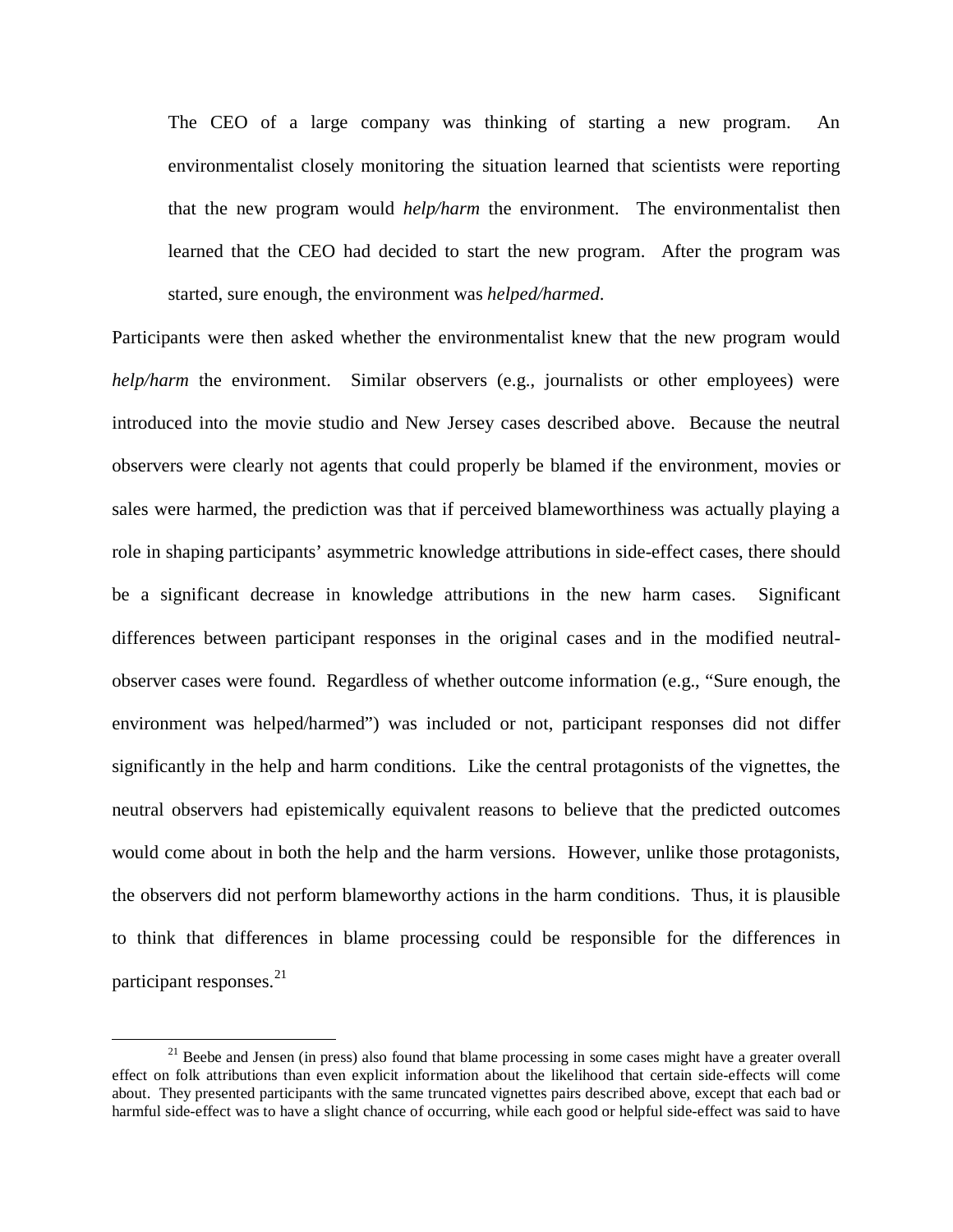> The CEO of a large company was thinking of starting a new program. An environmentalist closely monitoring the situation learned that scientists were reporting that the new program would *help/harm* the environment. The environmentalist then learned that the CEO had decided to start the new program. After the program was started, sure enough, the environment was *helped/harmed*.

Participants were then asked whether the environmentalist knew that the new program would *help/harm* the environment. Similar observers (e.g., journalists or other employees) were introduced into the movie studio and New Jersey cases described above. Because the neutral observers were clearly not agents that could properly be blamed if the environment, movies or sales were harmed, the prediction was that if perceived blameworthiness was actually playing a role in shaping participants' asymmetric knowledge attributions in side-effect cases, there should be a significant decrease in knowledge attributions in the new harm cases. Significant differences between participant responses in the original cases and in the modified neutral-observer cases were found. Regardless of whether outcome information (e.g., "Sure enough, the environment was helped/harmed") was included or not, participant responses did not differ significantly in the help and harm conditions. Like the central protagonists of the vignettes, the neutral observers had epistemically equivalent reasons to believe that the predicted outcomes would come about in both the help and the harm versions. However, unlike those protagonists, the observers did not perform blameworthy actions in the harm conditions. Thus, it is plausible to think that differences in blame processing could be responsible for the differences in participant responses.[21]

[21] Beebe and Jensen (in press) also found that blame processing in some cases might have a greater overall effect on folk attributions than even explicit information about the likelihood that certain side-effects will come about. They presented participants with the same truncated vignettes pairs described above, except that each bad or harmful side-effect was to have a slight chance of occurring, while each good or helpful side-effect was said to have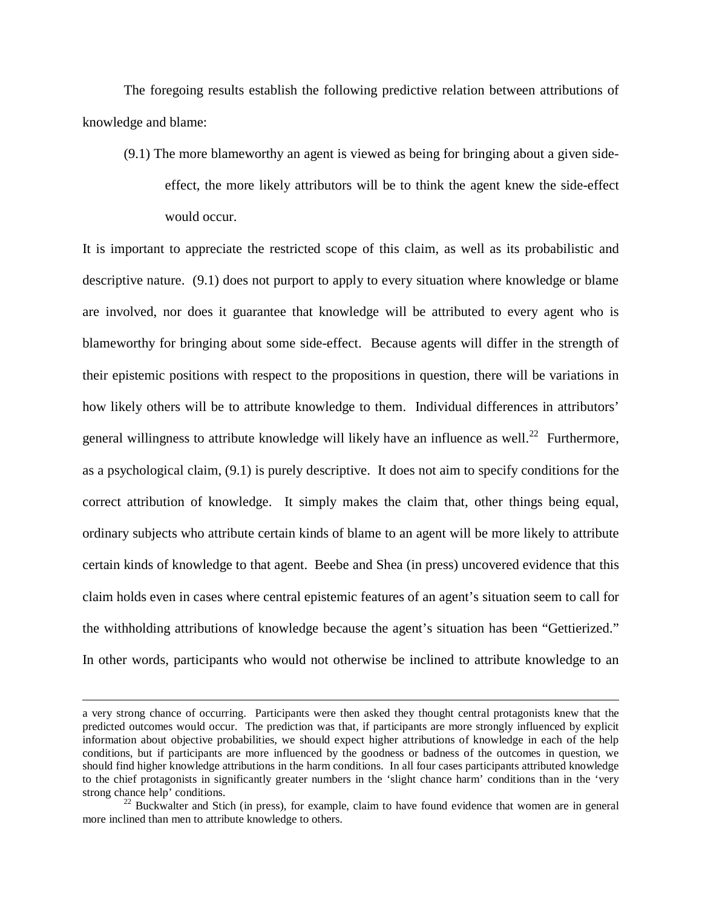The foregoing results establish the following predictive relation between attributions of knowledge and blame:

(9.1) The more blameworthy an agent is viewed as being for bringing about a given side-effect, the more likely attributors will be to think the agent knew the side-effect would occur.

It is important to appreciate the restricted scope of this claim, as well as its probabilistic and descriptive nature. (9.1) does not purport to apply to every situation where knowledge or blame are involved, nor does it guarantee that knowledge will be attributed to every agent who is blameworthy for bringing about some side-effect. Because agents will differ in the strength of their epistemic positions with respect to the propositions in question, there will be variations in how likely others will be to attribute knowledge to them. Individual differences in attributors' general willingness to attribute knowledge will likely have an influence as well.[22] Furthermore, as a psychological claim, (9.1) is purely descriptive. It does not aim to specify conditions for the correct attribution of knowledge. It simply makes the claim that, other things being equal, ordinary subjects who attribute certain kinds of blame to an agent will be more likely to attribute certain kinds of knowledge to that agent. Beebe and Shea (in press) uncovered evidence that this claim holds even in cases where central epistemic features of an agent's situation seem to call for the withholding attributions of knowledge because the agent's situation has been "Gettierized." In other words, participants who would not otherwise be inclined to attribute knowledge to an

---

a very strong chance of occurring. Participants were then asked they thought central protagonists knew that the predicted outcomes would occur. The prediction was that, if participants are more strongly influenced by explicit information about objective probabilities, we should expect higher attributions of knowledge in each of the help conditions, but if participants are more influenced by the goodness or badness of the outcomes in question, we should find higher knowledge attributions in the harm conditions. In all four cases participants attributed knowledge to the chief protagonists in significantly greater numbers in the 'slight chance harm' conditions than in the 'very strong chance help' conditions.

[22] Buckwalter and Stich (in press), for example, claim to have found evidence that women are in general more inclined than men to attribute knowledge to others.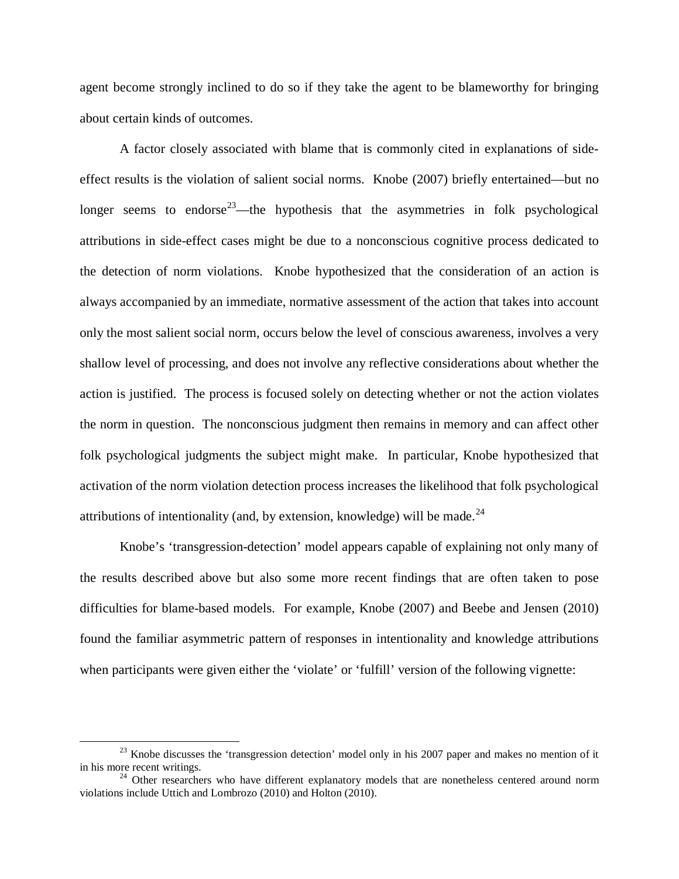agent become strongly inclined to do so if they take the agent to be blameworthy for bringing about certain kinds of outcomes.

A factor closely associated with blame that is commonly cited in explanations of side-effect results is the violation of salient social norms. Knobe (2007) briefly entertained—but no longer seems to endorse[23]—the hypothesis that the asymmetries in folk psychological attributions in side-effect cases might be due to a nonconscious cognitive process dedicated to the detection of norm violations. Knobe hypothesized that the consideration of an action is always accompanied by an immediate, normative assessment of the action that takes into account only the most salient social norm, occurs below the level of conscious awareness, involves a very shallow level of processing, and does not involve any reflective considerations about whether the action is justified. The process is focused solely on detecting whether or not the action violates the norm in question. The nonconscious judgment then remains in memory and can affect other folk psychological judgments the subject might make. In particular, Knobe hypothesized that activation of the norm violation detection process increases the likelihood that folk psychological attributions of intentionality (and, by extension, knowledge) will be made.[24]

Knobe's 'transgression-detection' model appears capable of explaining not only many of the results described above but also some more recent findings that are often taken to pose difficulties for blame-based models. For example, Knobe (2007) and Beebe and Jensen (2010) found the familiar asymmetric pattern of responses in intentionality and knowledge attributions when participants were given either the 'violate' or 'fulfill' version of the following vignette:

---

[23] Knobe discusses the 'transgression detection' model only in his 2007 paper and makes no mention of it in his more recent writings.

[24] Other researchers who have different explanatory models that are nonetheless centered around norm violations include Uttich and Lombrozo (2010) and Holton (2010).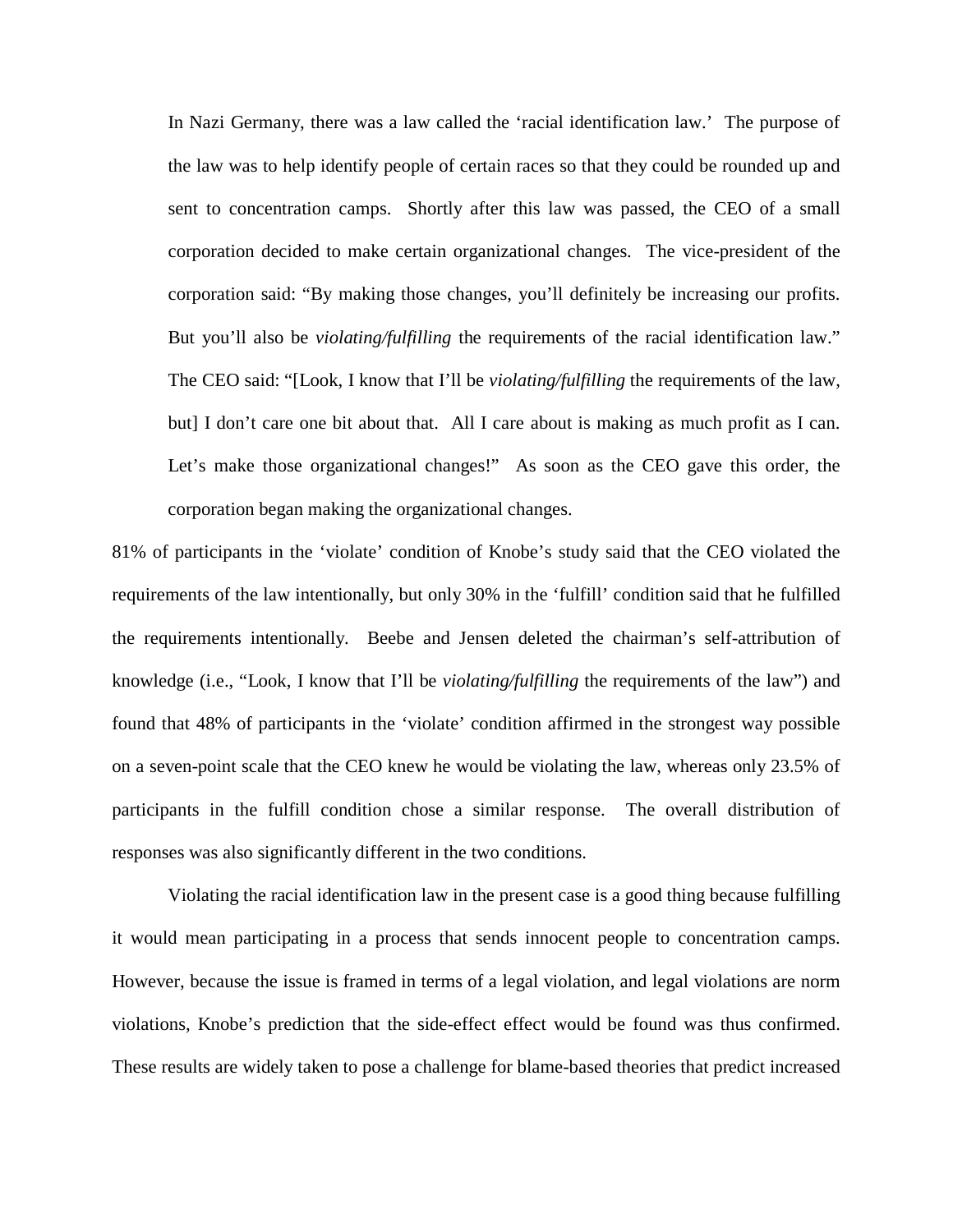> In Nazi Germany, there was a law called the 'racial identification law.' The purpose of the law was to help identify people of certain races so that they could be rounded up and sent to concentration camps. Shortly after this law was passed, the CEO of a small corporation decided to make certain organizational changes. The vice-president of the corporation said: "By making those changes, you'll definitely be increasing our profits. But you'll also be *violating/fulfilling* the requirements of the racial identification law." The CEO said: "[Look, I know that I'll be *violating/fulfilling* the requirements of the law, but] I don't care one bit about that. All I care about is making as much profit as I can. Let's make those organizational changes!" As soon as the CEO gave this order, the corporation began making the organizational changes.

81% of participants in the 'violate' condition of Knobe's study said that the CEO violated the requirements of the law intentionally, but only 30% in the 'fulfill' condition said that he fulfilled the requirements intentionally. Beebe and Jensen deleted the chairman's self-attribution of knowledge (i.e., "Look, I know that I'll be *violating/fulfilling* the requirements of the law") and found that 48% of participants in the 'violate' condition affirmed in the strongest way possible on a seven-point scale that the CEO knew he would be violating the law, whereas only 23.5% of participants in the fulfill condition chose a similar response. The overall distribution of responses was also significantly different in the two conditions.

Violating the racial identification law in the present case is a good thing because fulfilling it would mean participating in a process that sends innocent people to concentration camps. However, because the issue is framed in terms of a legal violation, and legal violations are norm violations, Knobe's prediction that the side-effect effect would be found was thus confirmed. These results are widely taken to pose a challenge for blame-based theories that predict increased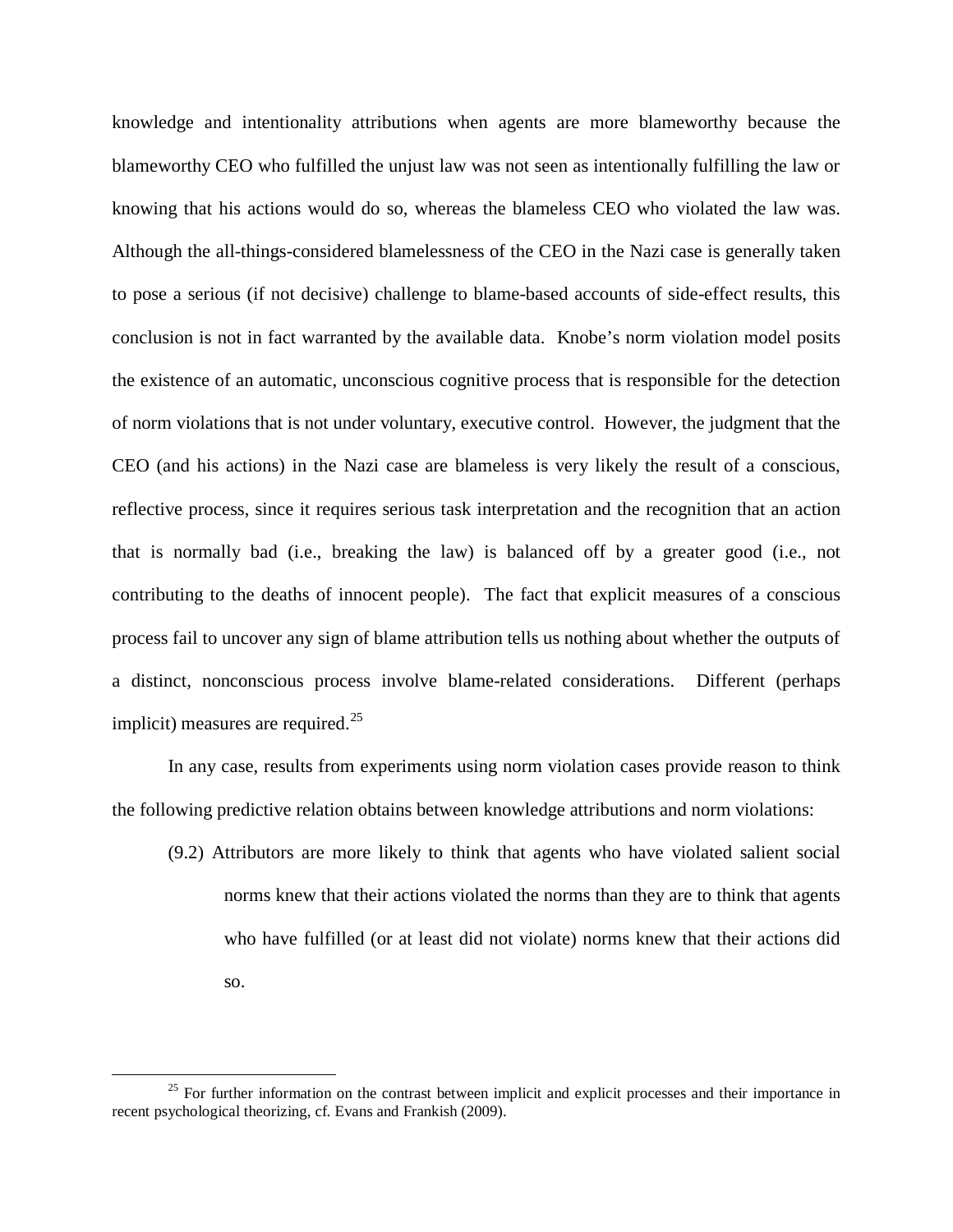knowledge and intentionality attributions when agents are more blameworthy because the blameworthy CEO who fulfilled the unjust law was not seen as intentionally fulfilling the law or knowing that his actions would do so, whereas the blameless CEO who violated the law was. Although the all-things-considered blamelessness of the CEO in the Nazi case is generally taken to pose a serious (if not decisive) challenge to blame-based accounts of side-effect results, this conclusion is not in fact warranted by the available data. Knobe's norm violation model posits the existence of an automatic, unconscious cognitive process that is responsible for the detection of norm violations that is not under voluntary, executive control. However, the judgment that the CEO (and his actions) in the Nazi case are blameless is very likely the result of a conscious, reflective process, since it requires serious task interpretation and the recognition that an action that is normally bad (i.e., breaking the law) is balanced off by a greater good (i.e., not contributing to the deaths of innocent people). The fact that explicit measures of a conscious process fail to uncover any sign of blame attribution tells us nothing about whether the outputs of a distinct, nonconscious process involve blame-related considerations. Different (perhaps implicit) measures are required.[25]

In any case, results from experiments using norm violation cases provide reason to think the following predictive relation obtains between knowledge attributions and norm violations:

> (9.2) Attributors are more likely to think that agents who have violated salient social norms knew that their actions violated the norms than they are to think that agents who have fulfilled (or at least did not violate) norms knew that their actions did so.

---

[25] For further information on the contrast between implicit and explicit processes and their importance in recent psychological theorizing, cf. Evans and Frankish (2009).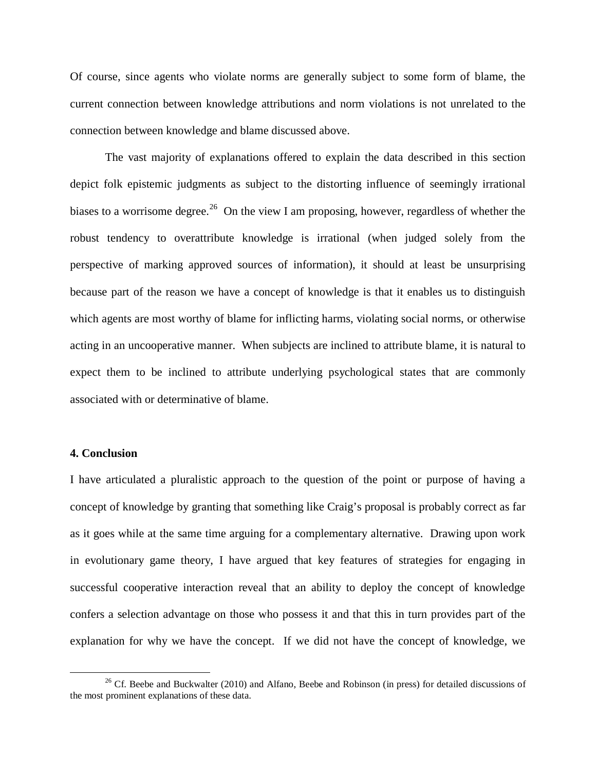Of course, since agents who violate norms are generally subject to some form of blame, the current connection between knowledge attributions and norm violations is not unrelated to the connection between knowledge and blame discussed above.

The vast majority of explanations offered to explain the data described in this section depict folk epistemic judgments as subject to the distorting influence of seemingly irrational biases to a worrisome degree.[26] On the view I am proposing, however, regardless of whether the robust tendency to overattribute knowledge is irrational (when judged solely from the perspective of marking approved sources of information), it should at least be unsurprising because part of the reason we have a concept of knowledge is that it enables us to distinguish which agents are most worthy of blame for inflicting harms, violating social norms, or otherwise acting in an uncooperative manner. When subjects are inclined to attribute blame, it is natural to expect them to be inclined to attribute underlying psychological states that are commonly associated with or determinative of blame.

## 4. Conclusion

I have articulated a pluralistic approach to the question of the point or purpose of having a concept of knowledge by granting that something like Craig's proposal is probably correct as far as it goes while at the same time arguing for a complementary alternative. Drawing upon work in evolutionary game theory, I have argued that key features of strategies for engaging in successful cooperative interaction reveal that an ability to deploy the concept of knowledge confers a selection advantage on those who possess it and that this in turn provides part of the explanation for why we have the concept. If we did not have the concept of knowledge, we

[26] Cf. Beebe and Buckwalter (2010) and Alfano, Beebe and Robinson (in press) for detailed discussions of the most prominent explanations of these data.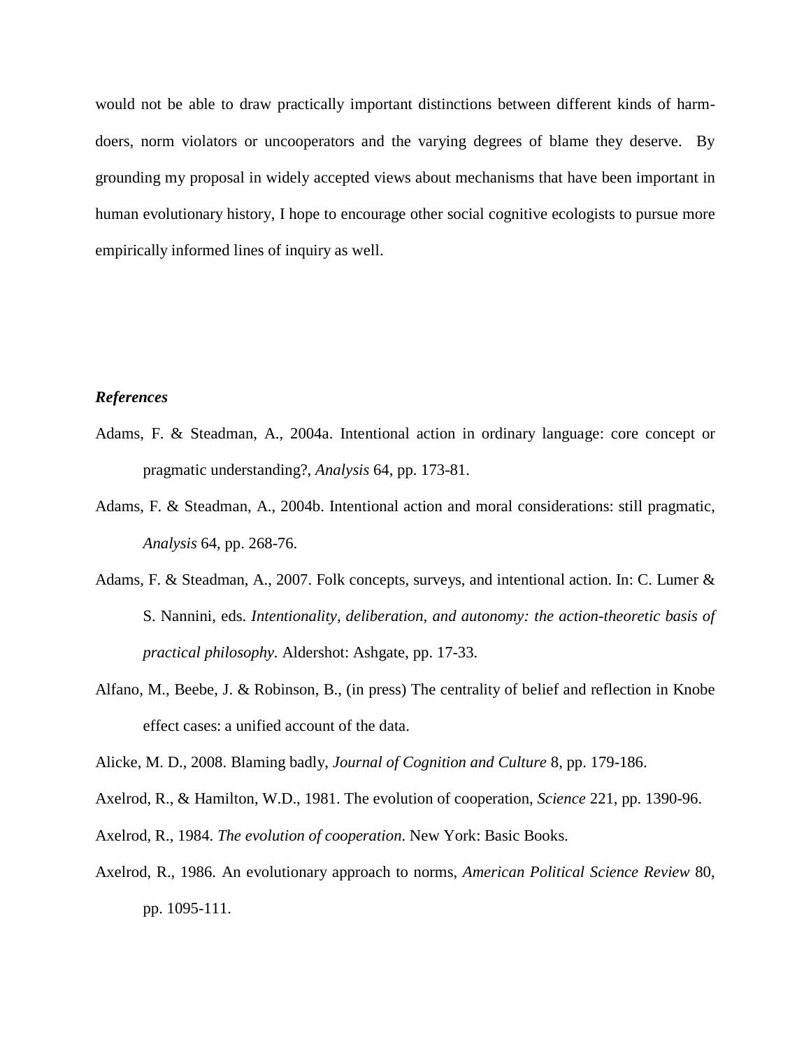would not be able to draw practically important distinctions between different kinds of harm-doers, norm violators or uncooperators and the varying degrees of blame they deserve. By grounding my proposal in widely accepted views about mechanisms that have been important in human evolutionary history, I hope to encourage other social cognitive ecologists to pursue more empirically informed lines of inquiry as well.

***References***

Adams, F. & Steadman, A., 2004a. Intentional action in ordinary language: core concept or pragmatic understanding?, *Analysis* 64, pp. 173-81.

Adams, F. & Steadman, A., 2004b. Intentional action and moral considerations: still pragmatic, *Analysis* 64, pp. 268-76.

Adams, F. & Steadman, A., 2007. Folk concepts, surveys, and intentional action. In: C. Lumer & S. Nannini, eds. *Intentionality, deliberation, and autonomy: the action-theoretic basis of practical philosophy*. Aldershot: Ashgate, pp. 17-33.

Alfano, M., Beebe, J. & Robinson, B., (in press) The centrality of belief and reflection in Knobe effect cases: a unified account of the data.

Alicke, M. D., 2008. Blaming badly, *Journal of Cognition and Culture* 8, pp. 179-186.

Axelrod, R., & Hamilton, W.D., 1981. The evolution of cooperation, *Science* 221, pp. 1390-96.

Axelrod, R., 1984. *The evolution of cooperation*. New York: Basic Books.

Axelrod, R., 1986. An evolutionary approach to norms, *American Political Science Review* 80, pp. 1095-111.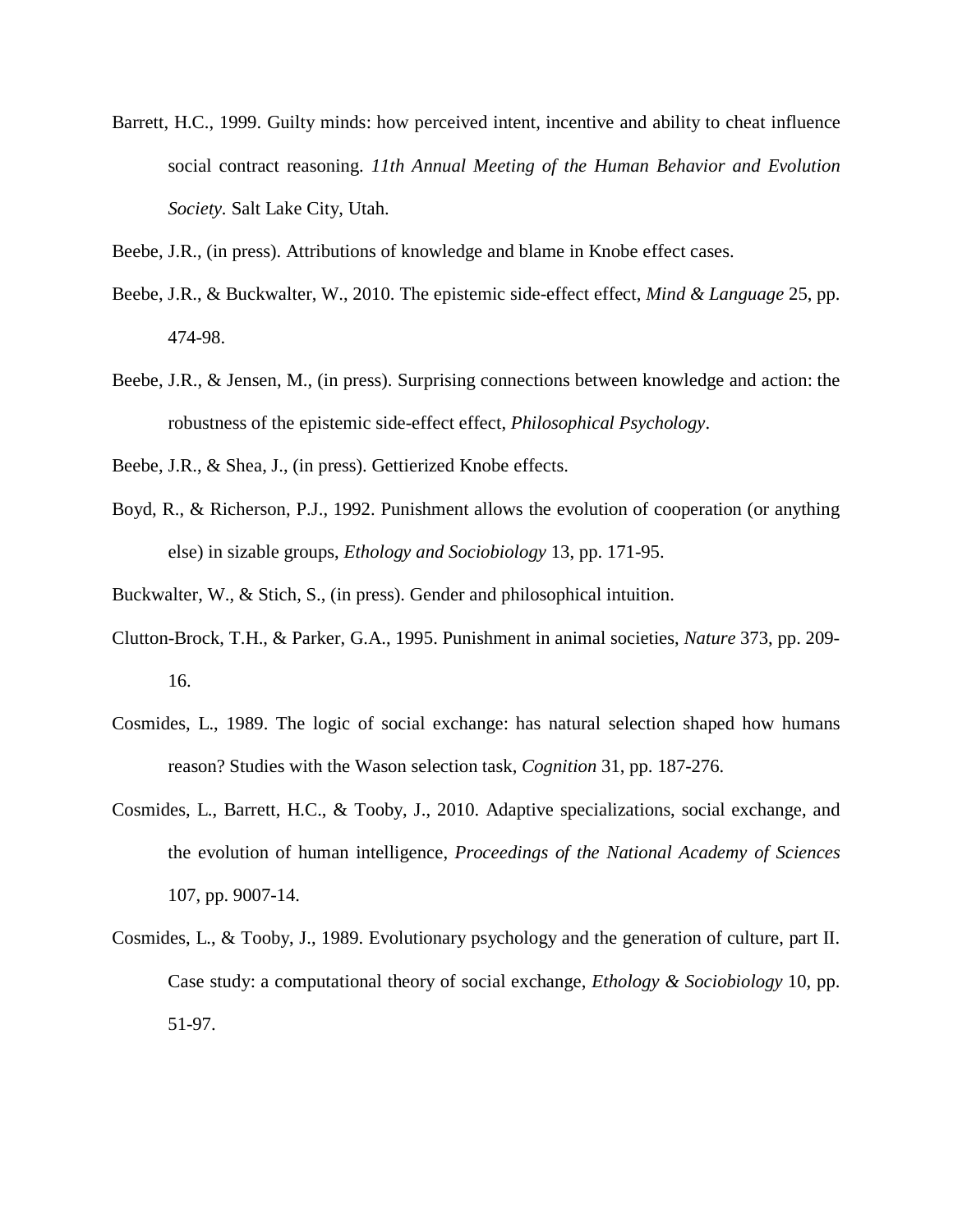Barrett, H.C., 1999. Guilty minds: how perceived intent, incentive and ability to cheat influence social contract reasoning. *11th Annual Meeting of the Human Behavior and Evolution Society.* Salt Lake City, Utah.

Beebe, J.R., (in press). Attributions of knowledge and blame in Knobe effect cases.

Beebe, J.R., & Buckwalter, W., 2010. The epistemic side-effect effect, *Mind & Language* 25, pp. 474-98.

Beebe, J.R., & Jensen, M., (in press). Surprising connections between knowledge and action: the robustness of the epistemic side-effect effect, *Philosophical Psychology*.

Beebe, J.R., & Shea, J., (in press). Gettierized Knobe effects.

Boyd, R., & Richerson, P.J., 1992. Punishment allows the evolution of cooperation (or anything else) in sizable groups, *Ethology and Sociobiology* 13, pp. 171-95.

Buckwalter, W., & Stich, S., (in press). Gender and philosophical intuition.

Clutton-Brock, T.H., & Parker, G.A., 1995. Punishment in animal societies, *Nature* 373, pp. 209-16.

Cosmides, L., 1989. The logic of social exchange: has natural selection shaped how humans reason? Studies with the Wason selection task, *Cognition* 31, pp. 187-276.

Cosmides, L., Barrett, H.C., & Tooby, J., 2010. Adaptive specializations, social exchange, and the evolution of human intelligence, *Proceedings of the National Academy of Sciences* 107, pp. 9007-14.

Cosmides, L., & Tooby, J., 1989. Evolutionary psychology and the generation of culture, part II. Case study: a computational theory of social exchange, *Ethology & Sociobiology* 10, pp. 51-97.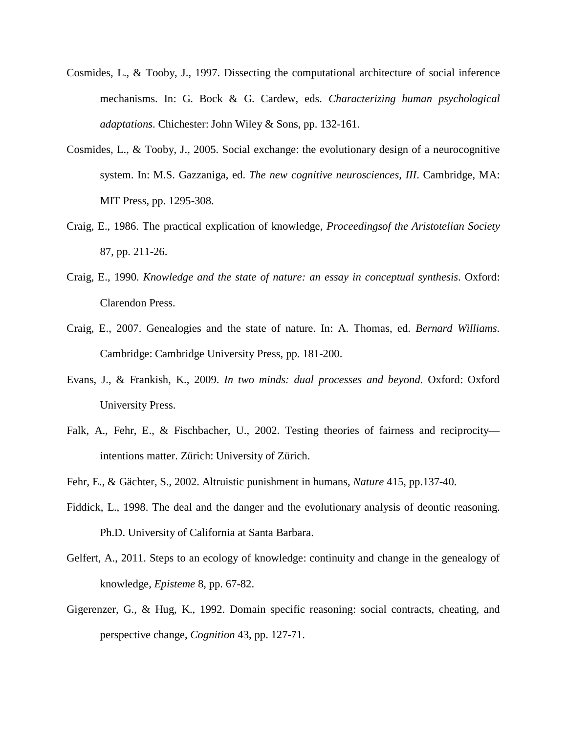Cosmides, L., & Tooby, J., 1997. Dissecting the computational architecture of social inference mechanisms. In: G. Bock & G. Cardew, eds. *Characterizing human psychological adaptations*. Chichester: John Wiley & Sons, pp. 132-161.

Cosmides, L., & Tooby, J., 2005. Social exchange: the evolutionary design of a neurocognitive system. In: M.S. Gazzaniga, ed. *The new cognitive neurosciences, III*. Cambridge, MA: MIT Press, pp. 1295-308.

Craig, E., 1986. The practical explication of knowledge, *Proceedingsof the Aristotelian Society* 87, pp. 211-26.

Craig, E., 1990. *Knowledge and the state of nature: an essay in conceptual synthesis*. Oxford: Clarendon Press.

Craig, E., 2007. Genealogies and the state of nature. In: A. Thomas, ed. *Bernard Williams*. Cambridge: Cambridge University Press, pp. 181-200.

Evans, J., & Frankish, K., 2009. *In two minds: dual processes and beyond*. Oxford: Oxford University Press.

Falk, A., Fehr, E., & Fischbacher, U., 2002. Testing theories of fairness and reciprocity—intentions matter. Zürich: University of Zürich.

Fehr, E., & Gächter, S., 2002. Altruistic punishment in humans, *Nature* 415, pp.137-40.

Fiddick, L., 1998. The deal and the danger and the evolutionary analysis of deontic reasoning. Ph.D. University of California at Santa Barbara.

Gelfert, A., 2011. Steps to an ecology of knowledge: continuity and change in the genealogy of knowledge, *Episteme* 8, pp. 67-82.

Gigerenzer, G., & Hug, K., 1992. Domain specific reasoning: social contracts, cheating, and perspective change, *Cognition* 43, pp. 127-71.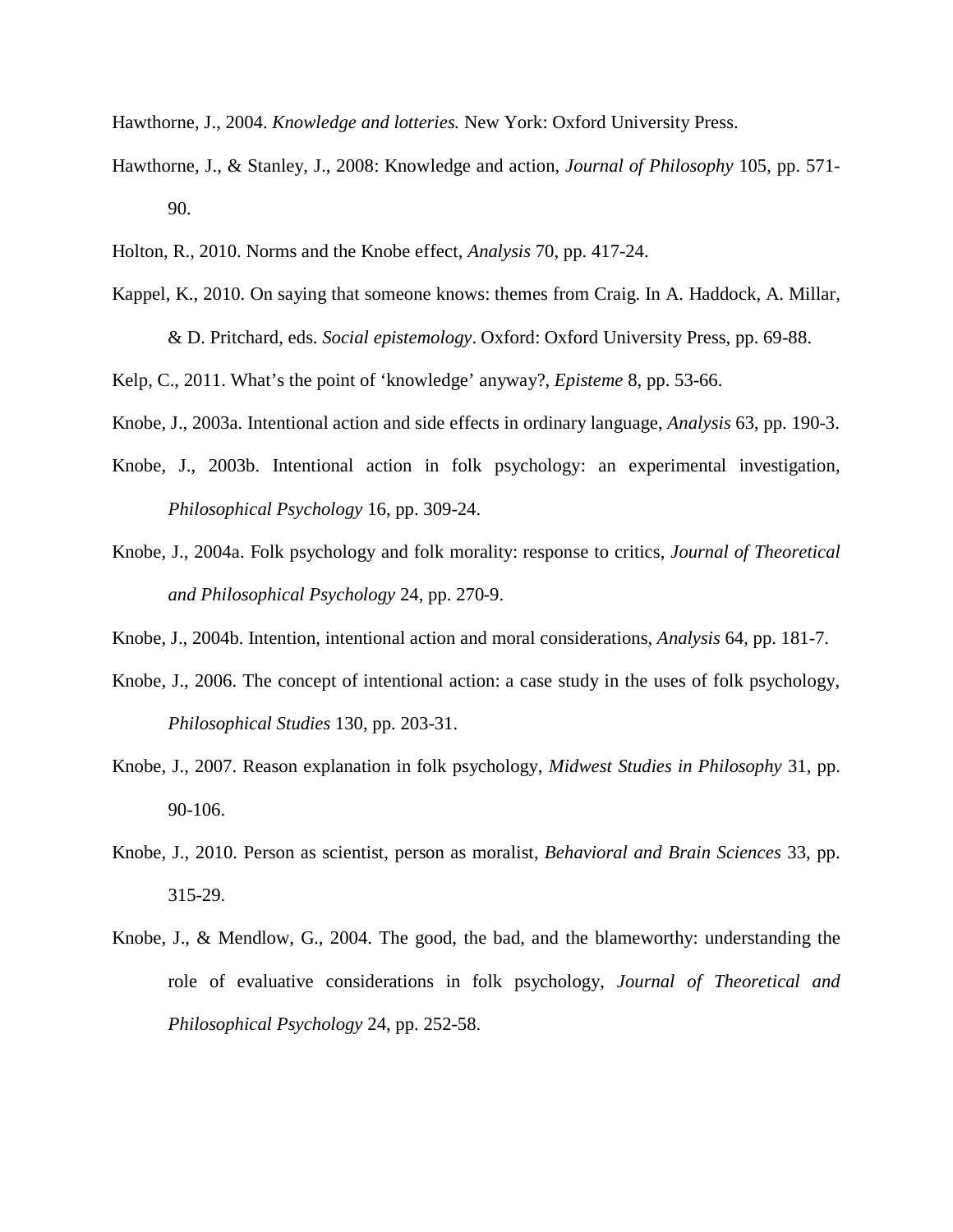Hawthorne, J., 2004. *Knowledge and lotteries.* New York: Oxford University Press.

Hawthorne, J., & Stanley, J., 2008: Knowledge and action, *Journal of Philosophy* 105, pp. 571-90.

Holton, R., 2010. Norms and the Knobe effect, *Analysis* 70, pp. 417-24.

Kappel, K., 2010. On saying that someone knows: themes from Craig. In A. Haddock, A. Millar, & D. Pritchard, eds. *Social epistemology*. Oxford: Oxford University Press, pp. 69-88.

Kelp, C., 2011. What's the point of 'knowledge' anyway?, *Episteme* 8, pp. 53-66.

Knobe, J., 2003a. Intentional action and side effects in ordinary language, *Analysis* 63, pp. 190-3.

Knobe, J., 2003b. Intentional action in folk psychology: an experimental investigation, *Philosophical Psychology* 16, pp. 309-24.

Knobe, J., 2004a. Folk psychology and folk morality: response to critics, *Journal of Theoretical and Philosophical Psychology* 24, pp. 270-9.

Knobe, J., 2004b. Intention, intentional action and moral considerations, *Analysis* 64, pp. 181-7.

Knobe, J., 2006. The concept of intentional action: a case study in the uses of folk psychology, *Philosophical Studies* 130, pp. 203-31.

Knobe, J., 2007. Reason explanation in folk psychology, *Midwest Studies in Philosophy* 31, pp. 90-106.

Knobe, J., 2010. Person as scientist, person as moralist, *Behavioral and Brain Sciences* 33, pp. 315-29.

Knobe, J., & Mendlow, G., 2004. The good, the bad, and the blameworthy: understanding the role of evaluative considerations in folk psychology, *Journal of Theoretical and Philosophical Psychology* 24, pp. 252-58.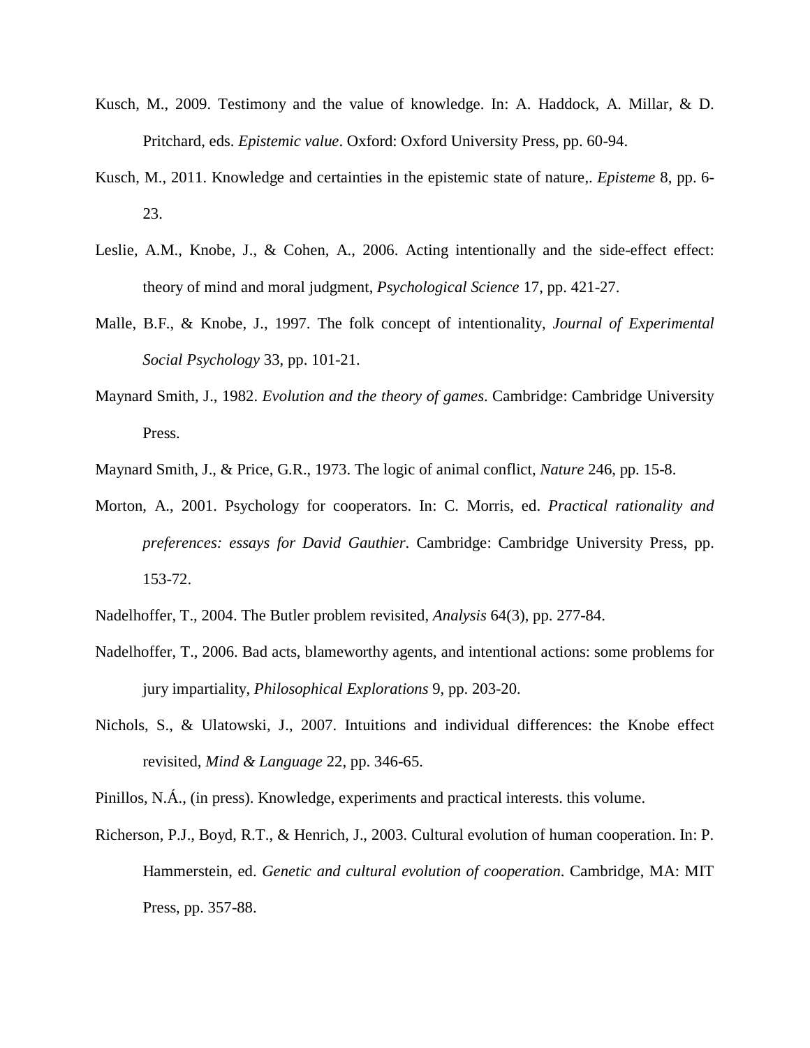Kusch, M., 2009. Testimony and the value of knowledge. In: A. Haddock, A. Millar, & D. Pritchard, eds. *Epistemic value*. Oxford: Oxford University Press, pp. 60-94.

Kusch, M., 2011. Knowledge and certainties in the epistemic state of nature,. *Episteme* 8, pp. 6-23.

Leslie, A.M., Knobe, J., & Cohen, A., 2006. Acting intentionally and the side-effect effect: theory of mind and moral judgment, *Psychological Science* 17, pp. 421-27.

Malle, B.F., & Knobe, J., 1997. The folk concept of intentionality, *Journal of Experimental Social Psychology* 33, pp. 101-21.

Maynard Smith, J., 1982. *Evolution and the theory of games*. Cambridge: Cambridge University Press.

Maynard Smith, J., & Price, G.R., 1973. The logic of animal conflict, *Nature* 246, pp. 15-8.

Morton, A., 2001. Psychology for cooperators. In: C. Morris, ed. *Practical rationality and preferences: essays for David Gauthier*. Cambridge: Cambridge University Press, pp. 153-72.

Nadelhoffer, T., 2004. The Butler problem revisited, *Analysis* 64(3), pp. 277-84.

Nadelhoffer, T., 2006. Bad acts, blameworthy agents, and intentional actions: some problems for jury impartiality, *Philosophical Explorations* 9, pp. 203-20.

Nichols, S., & Ulatowski, J., 2007. Intuitions and individual differences: the Knobe effect revisited, *Mind & Language* 22, pp. 346-65.

Pinillos, N.Á., (in press). Knowledge, experiments and practical interests. this volume.

Richerson, P.J., Boyd, R.T., & Henrich, J., 2003. Cultural evolution of human cooperation. In: P. Hammerstein, ed. *Genetic and cultural evolution of cooperation*. Cambridge, MA: MIT Press, pp. 357-88.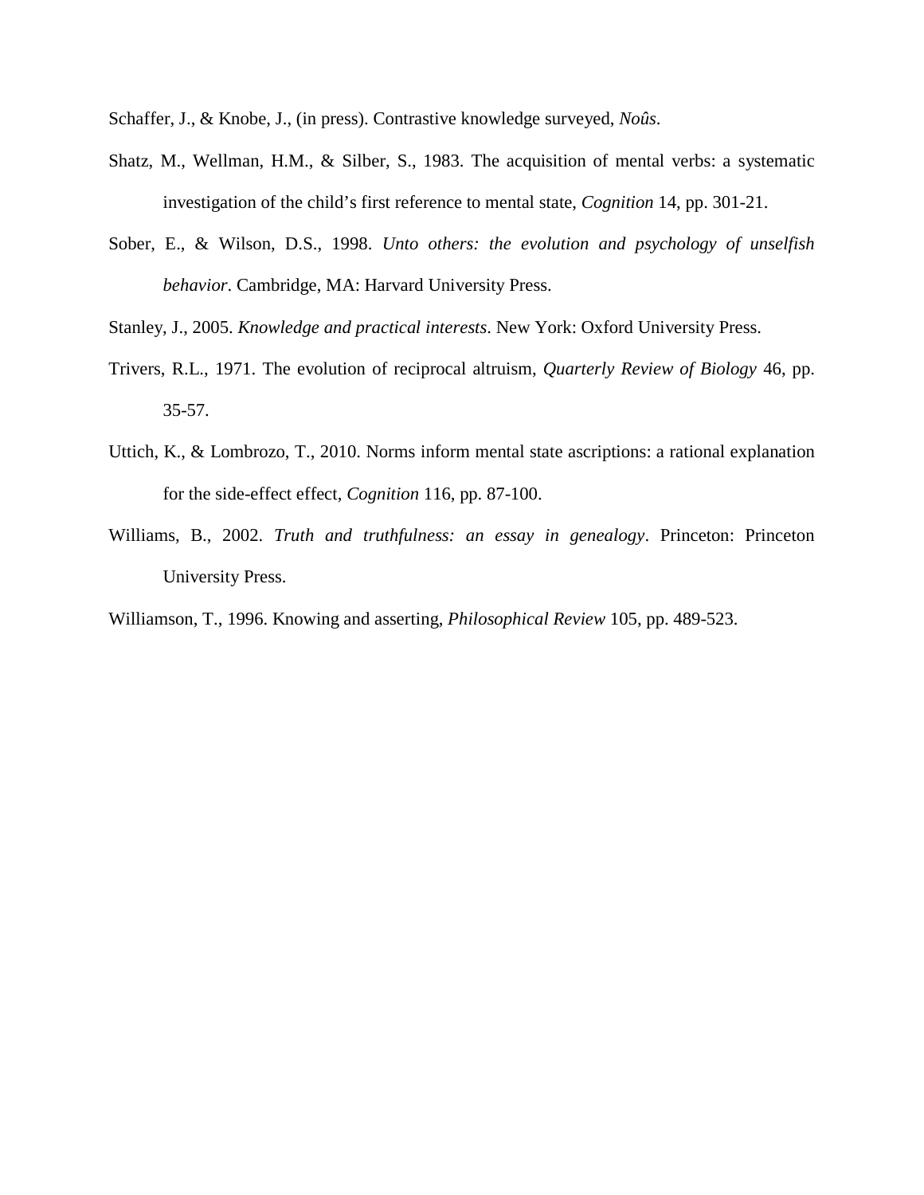Schaffer, J., & Knobe, J., (in press). Contrastive knowledge surveyed, *Noûs*.

Shatz, M., Wellman, H.M., & Silber, S., 1983. The acquisition of mental verbs: a systematic investigation of the child's first reference to mental state, *Cognition* 14, pp. 301-21.

Sober, E., & Wilson, D.S., 1998. *Unto others: the evolution and psychology of unselfish behavior*. Cambridge, MA: Harvard University Press.

Stanley, J., 2005. *Knowledge and practical interests*. New York: Oxford University Press.

Trivers, R.L., 1971. The evolution of reciprocal altruism, *Quarterly Review of Biology* 46, pp. 35-57.

Uttich, K., & Lombrozo, T., 2010. Norms inform mental state ascriptions: a rational explanation for the side-effect effect, *Cognition* 116, pp. 87-100.

Williams, B., 2002. *Truth and truthfulness: an essay in genealogy*. Princeton: Princeton University Press.

Williamson, T., 1996. Knowing and asserting, *Philosophical Review* 105, pp. 489-523.